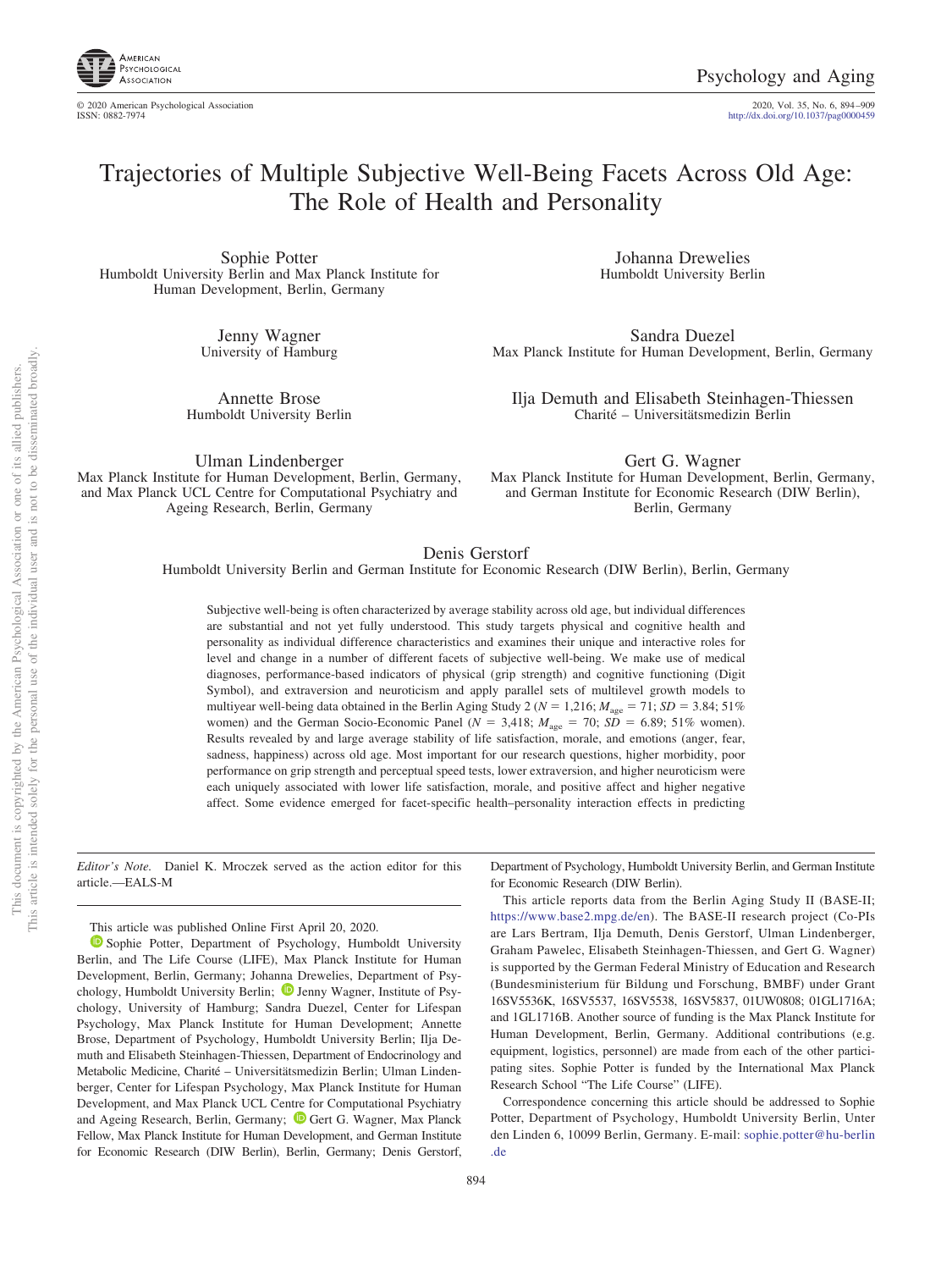# Trajectories of Multiple Subjective Well-Being Facets Across Old Age: The Role of Health and Personality

Sophie Potter
Humboldt University Berlin and Max Planck Institute for Human Development, Berlin, Germany

Johanna Drewelies
Humboldt University Berlin

Jenny Wagner
University of Hamburg

Sandra Duezel
Max Planck Institute for Human Development, Berlin, Germany

Annette Brose
Humboldt University Berlin

Ilja Demuth and Elisabeth Steinhagen-Thiessen
Charité – Universitätsmedizin Berlin

Ulman Lindenberger
Max Planck Institute for Human Development, Berlin, Germany, and Max Planck UCL Centre for Computational Psychiatry and Ageing Research, Berlin, Germany

Gert G. Wagner
Max Planck Institute for Human Development, Berlin, Germany, and German Institute for Economic Research (DIW Berlin), Berlin, Germany

Denis Gerstorf
Humboldt University Berlin and German Institute for Economic Research (DIW Berlin), Berlin, Germany

Subjective well-being is often characterized by average stability across old age, but individual differences are substantial and not yet fully understood. This study targets physical and cognitive health and personality as individual difference characteristics and examines their unique and interactive roles for level and change in a number of different facets of subjective well-being. We make use of medical diagnoses, performance-based indicators of physical (grip strength) and cognitive functioning (Digit Symbol), and extraversion and neuroticism and apply parallel sets of multilevel growth models to multiyear well-being data obtained in the Berlin Aging Study 2 ($N$ = 1,216; $M_{age}$ = 71; $SD$ = 3.84; 51% women) and the German Socio-Economic Panel ($N$ = 3,418; $M_{age}$ = 70; $SD$ = 6.89; 51% women). Results revealed by and large average stability of life satisfaction, morale, and emotions (anger, fear, sadness, happiness) across old age. Most important for our research questions, higher morbidity, poor performance on grip strength and perceptual speed tests, lower extraversion, and higher neuroticism were each uniquely associated with lower life satisfaction, morale, and positive affect and higher negative affect. Some evidence emerged for facet-specific health–personality interaction effects in predicting

*Editor's Note.* Daniel K. Mroczek served as the action editor for this article.—EALS-M

This article was published Online First April 20, 2020.

Sophie Potter, Department of Psychology, Humboldt University Berlin, and The Life Course (LIFE), Max Planck Institute for Human Development, Berlin, Germany; Johanna Drewelies, Department of Psychology, Humboldt University Berlin; Jenny Wagner, Institute of Psychology, University of Hamburg; Sandra Duezel, Center for Lifespan Psychology, Max Planck Institute for Human Development; Annette Brose, Department of Psychology, Humboldt University Berlin; Ilja Demuth and Elisabeth Steinhagen-Thiessen, Department of Endocrinology and Metabolic Medicine, Charité – Universitätsmedizin Berlin; Ulman Lindenberger, Center for Lifespan Psychology, Max Planck Institute for Human Development, and Max Planck UCL Centre for Computational Psychiatry and Ageing Research, Berlin, Germany; Gert G. Wagner, Max Planck Fellow, Max Planck Institute for Human Development, and German Institute for Economic Research (DIW Berlin), Berlin, Germany; Denis Gerstorf, Department of Psychology, Humboldt University Berlin, and German Institute for Economic Research (DIW Berlin).

This article reports data from the Berlin Aging Study II (BASE-II; https://www.base2.mpg.de/en). The BASE-II research project (Co-PIs are Lars Bertram, Ilja Demuth, Denis Gerstorf, Ulman Lindenberger, Graham Pawelec, Elisabeth Steinhagen-Thiessen, and Gert G. Wagner) is supported by the German Federal Ministry of Education and Research (Bundesministerium für Bildung und Forschung, BMBF) under Grant 16SV5536K, 16SV5537, 16SV5538, 16SV5837, 01UW0808; 01GL1716A; and 1GL1716B. Another source of funding is the Max Planck Institute for Human Development, Berlin, Germany. Additional contributions (e.g. equipment, logistics, personnel) are made from each of the other participating sites. Sophie Potter is funded by the International Max Planck Research School "The Life Course" (LIFE).

Correspondence concerning this article should be addressed to Sophie Potter, Department of Psychology, Humboldt University Berlin, Unter den Linden 6, 10099 Berlin, Germany. E-mail: sophie.potter@hu-berlin.de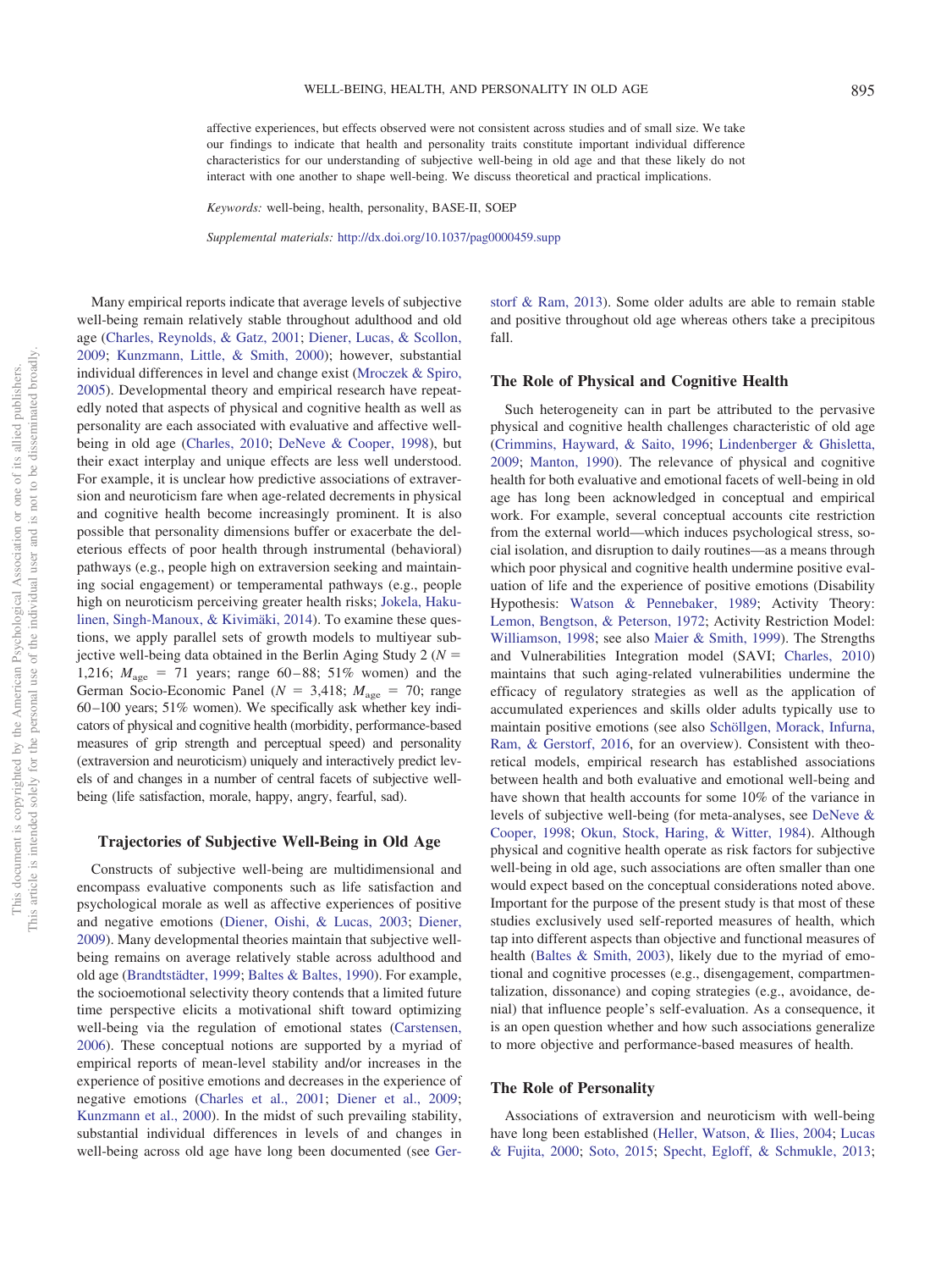affective experiences, but effects observed were not consistent across studies and of small size. We take our findings to indicate that health and personality traits constitute important individual difference characteristics for our understanding of subjective well-being in old age and that these likely do not interact with one another to shape well-being. We discuss theoretical and practical implications.

*Keywords:* well-being, health, personality, BASE-II, SOEP

*Supplemental materials:* http://dx.doi.org/10.1037/pag0000459.supp

Many empirical reports indicate that average levels of subjective well-being remain relatively stable throughout adulthood and old age (Charles, Reynolds, & Gatz, 2001; Diener, Lucas, & Scollon, 2009; Kunzmann, Little, & Smith, 2000); however, substantial individual differences in level and change exist (Mroczek & Spiro, 2005). Developmental theory and empirical research have repeatedly noted that aspects of physical and cognitive health as well as personality are each associated with evaluative and affective well-being in old age (Charles, 2010; DeNeve & Cooper, 1998), but their exact interplay and unique effects are less well understood. For example, it is unclear how predictive associations of extraversion and neuroticism fare when age-related decrements in physical and cognitive health become increasingly prominent. It is also possible that personality dimensions buffer or exacerbate the deleterious effects of poor health through instrumental (behavioral) pathways (e.g., people high on extraversion seeking and maintaining social engagement) or temperamental pathways (e.g., people high on neuroticism perceiving greater health risks; Jokela, Hakulinen, Singh-Manoux, & Kivimäki, 2014). To examine these questions, we apply parallel sets of growth models to multiyear subjective well-being data obtained in the Berlin Aging Study 2 ($N$ = 1,216; $M_{age}$ = 71 years; range 60–88; 51% women) and the German Socio-Economic Panel ($N$ = 3,418; $M_{age}$ = 70; range 60–100 years; 51% women). We specifically ask whether key indicators of physical and cognitive health (morbidity, performance-based measures of grip strength and perceptual speed) and personality (extraversion and neuroticism) uniquely and interactively predict levels of and changes in a number of central facets of subjective well-being (life satisfaction, morale, happy, angry, fearful, sad).

## Trajectories of Subjective Well-Being in Old Age

Constructs of subjective well-being are multidimensional and encompass evaluative components such as life satisfaction and psychological morale as well as affective experiences of positive and negative emotions (Diener, Oishi, & Lucas, 2003; Diener, 2009). Many developmental theories maintain that subjective well-being remains on average relatively stable across adulthood and old age (Brandtstädter, 1999; Baltes & Baltes, 1990). For example, the socioemotional selectivity theory contends that a limited future time perspective elicits a motivational shift toward optimizing well-being via the regulation of emotional states (Carstensen, 2006). These conceptual notions are supported by a myriad of empirical reports of mean-level stability and/or increases in the experience of positive emotions and decreases in the experience of negative emotions (Charles et al., 2001; Diener et al., 2009; Kunzmann et al., 2000). In the midst of such prevailing stability, substantial individual differences in levels of and changes in well-being across old age have long been documented (see Gerstorf & Ram, 2013). Some older adults are able to remain stable and positive throughout old age whereas others take a precipitous fall.

## The Role of Physical and Cognitive Health

Such heterogeneity can in part be attributed to the pervasive physical and cognitive health challenges characteristic of old age (Crimmins, Hayward, & Saito, 1996; Lindenberger & Ghisletta, 2009; Manton, 1990). The relevance of physical and cognitive health for both evaluative and emotional facets of well-being in old age has long been acknowledged in conceptual and empirical work. For example, several conceptual accounts cite restriction from the external world—which induces psychological stress, social isolation, and disruption to daily routines—as a means through which poor physical and cognitive health undermine positive evaluation of life and the experience of positive emotions (Disability Hypothesis: Watson & Pennebaker, 1989; Activity Theory: Lemon, Bengtson, & Peterson, 1972; Activity Restriction Model: Williamson, 1998; see also Maier & Smith, 1999). The Strengths and Vulnerabilities Integration model (SAVI; Charles, 2010) maintains that such aging-related vulnerabilities undermine the efficacy of regulatory strategies as well as the application of accumulated experiences and skills older adults typically use to maintain positive emotions (see also Schöllgen, Morack, Infurna, Ram, & Gerstorf, 2016, for an overview). Consistent with theoretical models, empirical research has established associations between health and both evaluative and emotional well-being and have shown that health accounts for some 10% of the variance in levels of subjective well-being (for meta-analyses, see DeNeve & Cooper, 1998; Okun, Stock, Haring, & Witter, 1984). Although physical and cognitive health operate as risk factors for subjective well-being in old age, such associations are often smaller than one would expect based on the conceptual considerations noted above. Important for the purpose of the present study is that most of these studies exclusively used self-reported measures of health, which tap into different aspects than objective and functional measures of health (Baltes & Smith, 2003), likely due to the myriad of emotional and cognitive processes (e.g., disengagement, compartmentalization, dissonance) and coping strategies (e.g., avoidance, denial) that influence people's self-evaluation. As a consequence, it is an open question whether and how such associations generalize to more objective and performance-based measures of health.

## The Role of Personality

Associations of extraversion and neuroticism with well-being have long been established (Heller, Watson, & Ilies, 2004; Lucas & Fujita, 2000; Soto, 2015; Specht, Egloff, & Schmukle, 2013;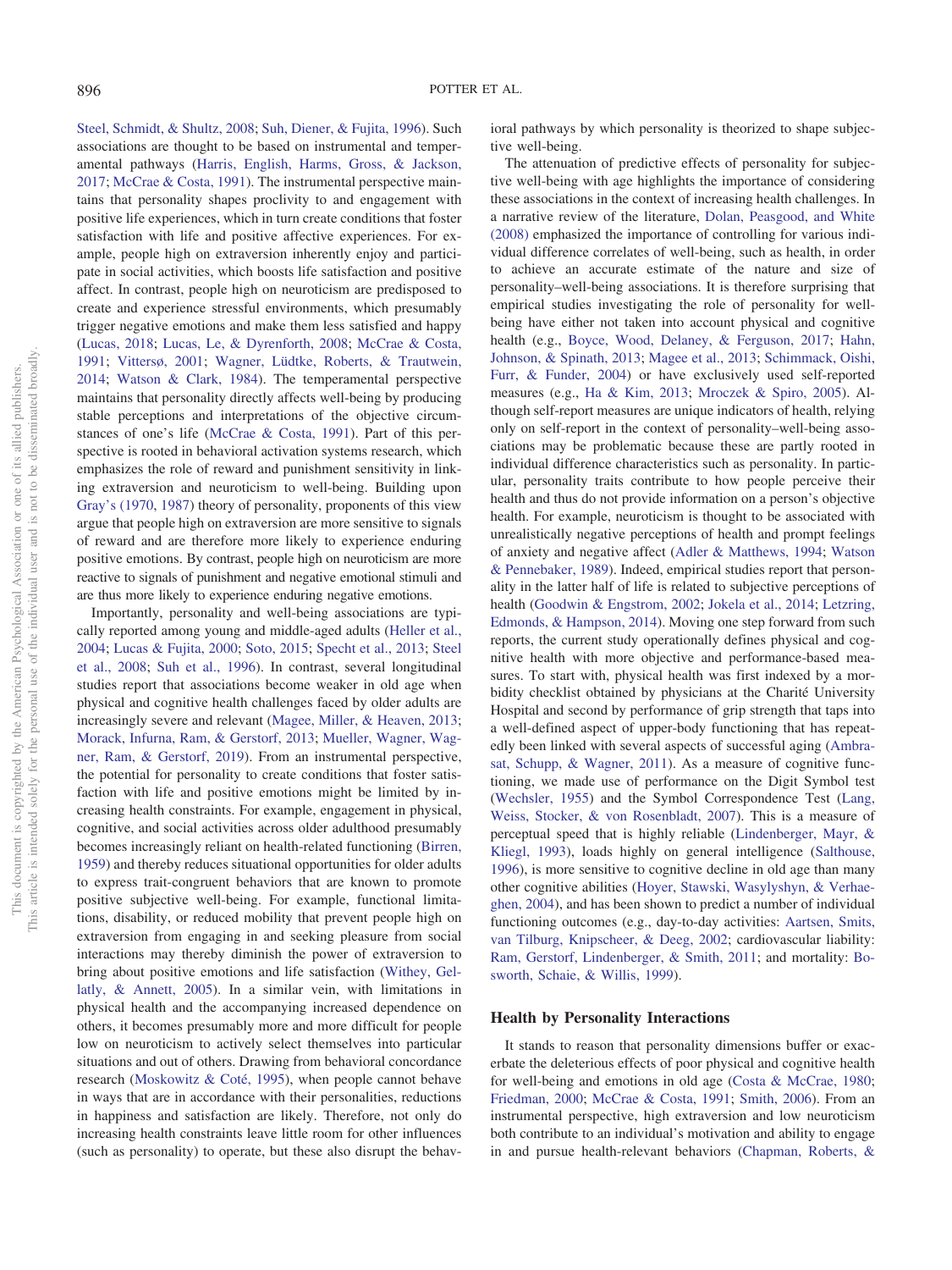Steel, Schmidt, & Shultz, 2008; Suh, Diener, & Fujita, 1996). Such associations are thought to be based on instrumental and temperamental pathways (Harris, English, Harms, Gross, & Jackson, 2017; McCrae & Costa, 1991). The instrumental perspective maintains that personality shapes proclivity to and engagement with positive life experiences, which in turn create conditions that foster satisfaction with life and positive affective experiences. For example, people high on extraversion inherently enjoy and participate in social activities, which boosts life satisfaction and positive affect. In contrast, people high on neuroticism are predisposed to create and experience stressful environments, which presumably trigger negative emotions and make them less satisfied and happy (Lucas, 2018; Lucas, Le, & Dyrenforth, 2008; McCrae & Costa, 1991; Vittersø, 2001; Wagner, Lüdtke, Roberts, & Trautwein, 2014; Watson & Clark, 1984). The temperamental perspective maintains that personality directly affects well-being by producing stable perceptions and interpretations of the objective circumstances of one's life (McCrae & Costa, 1991). Part of this perspective is rooted in behavioral activation systems research, which emphasizes the role of reward and punishment sensitivity in linking extraversion and neuroticism to well-being. Building upon Gray's (1970, 1987) theory of personality, proponents of this view argue that people high on extraversion are more sensitive to signals of reward and are therefore more likely to experience enduring positive emotions. By contrast, people high on neuroticism are more reactive to signals of punishment and negative emotional stimuli and are thus more likely to experience enduring negative emotions.

Importantly, personality and well-being associations are typically reported among young and middle-aged adults (Heller et al., 2004; Lucas & Fujita, 2000; Soto, 2015; Specht et al., 2013; Steel et al., 2008; Suh et al., 1996). In contrast, several longitudinal studies report that associations become weaker in old age when physical and cognitive health challenges faced by older adults are increasingly severe and relevant (Magee, Miller, & Heaven, 2013; Morack, Infurna, Ram, & Gerstorf, 2013; Mueller, Wagner, Wagner, Ram, & Gerstorf, 2019). From an instrumental perspective, the potential for personality to create conditions that foster satisfaction with life and positive emotions might be limited by increasing health constraints. For example, engagement in physical, cognitive, and social activities across older adulthood presumably becomes increasingly reliant on health-related functioning (Birren, 1959) and thereby reduces situational opportunities for older adults to express trait-congruent behaviors that are known to promote positive subjective well-being. For example, functional limitations, disability, or reduced mobility that prevent people high on extraversion from engaging in and seeking pleasure from social interactions may thereby diminish the power of extraversion to bring about positive emotions and life satisfaction (Withey, Gellatly, & Annett, 2005). In a similar vein, with limitations in physical health and the accompanying increased dependence on others, it becomes presumably more and more difficult for people low on neuroticism to actively select themselves into particular situations and out of others. Drawing from behavioral concordance research (Moskowitz & Coté, 1995), when people cannot behave in ways that are in accordance with their personalities, reductions in happiness and satisfaction are likely. Therefore, not only do increasing health constraints leave little room for other influences (such as personality) to operate, but these also disrupt the behavioral pathways by which personality is theorized to shape subjective well-being.

The attenuation of predictive effects of personality for subjective well-being with age highlights the importance of considering these associations in the context of increasing health challenges. In a narrative review of the literature, Dolan, Peasgood, and White (2008) emphasized the importance of controlling for various individual difference correlates of well-being, such as health, in order to achieve an accurate estimate of the nature and size of personality–well-being associations. It is therefore surprising that empirical studies investigating the role of personality for well-being have either not taken into account physical and cognitive health (e.g., Boyce, Wood, Delaney, & Ferguson, 2017; Hahn, Johnson, & Spinath, 2013; Magee et al., 2013; Schimmack, Oishi, Furr, & Funder, 2004) or have exclusively used self-reported measures (e.g., Ha & Kim, 2013; Mroczek & Spiro, 2005). Although self-report measures are unique indicators of health, relying only on self-report in the context of personality–well-being associations may be problematic because these are partly rooted in individual difference characteristics such as personality. In particular, personality traits contribute to how people perceive their health and thus do not provide information on a person's objective health. For example, neuroticism is thought to be associated with unrealistically negative perceptions of health and prompt feelings of anxiety and negative affect (Adler & Matthews, 1994; Watson & Pennebaker, 1989). Indeed, empirical studies report that personality in the latter half of life is related to subjective perceptions of health (Goodwin & Engstrom, 2002; Jokela et al., 2014; Letzring, Edmonds, & Hampson, 2014). Moving one step forward from such reports, the current study operationally defines physical and cognitive health with more objective and performance-based measures. To start with, physical health was first indexed by a morbidity checklist obtained by physicians at the Charité University Hospital and second by performance of grip strength that taps into a well-defined aspect of upper-body functioning that has repeatedly been linked with several aspects of successful aging (Ambrasat, Schupp, & Wagner, 2011). As a measure of cognitive functioning, we made use of performance on the Digit Symbol test (Wechsler, 1955) and the Symbol Correspondence Test (Lang, Weiss, Stocker, & von Rosenbladt, 2007). This is a measure of perceptual speed that is highly reliable (Lindenberger, Mayr, & Kliegl, 1993), loads highly on general intelligence (Salthouse, 1996), is more sensitive to cognitive decline in old age than many other cognitive abilities (Hoyer, Stawski, Wasylyshyn, & Verhaeghen, 2004), and has been shown to predict a number of individual functioning outcomes (e.g., day-to-day activities: Aartsen, Smits, van Tilburg, Knipscheer, & Deeg, 2002; cardiovascular liability: Ram, Gerstorf, Lindenberger, & Smith, 2011; and mortality: Bosworth, Schaie, & Willis, 1999).

## Health by Personality Interactions

It stands to reason that personality dimensions buffer or exacerbate the deleterious effects of poor physical and cognitive health for well-being and emotions in old age (Costa & McCrae, 1980; Friedman, 2000; McCrae & Costa, 1991; Smith, 2006). From an instrumental perspective, high extraversion and low neuroticism both contribute to an individual's motivation and ability to engage in and pursue health-relevant behaviors (Chapman, Roberts, &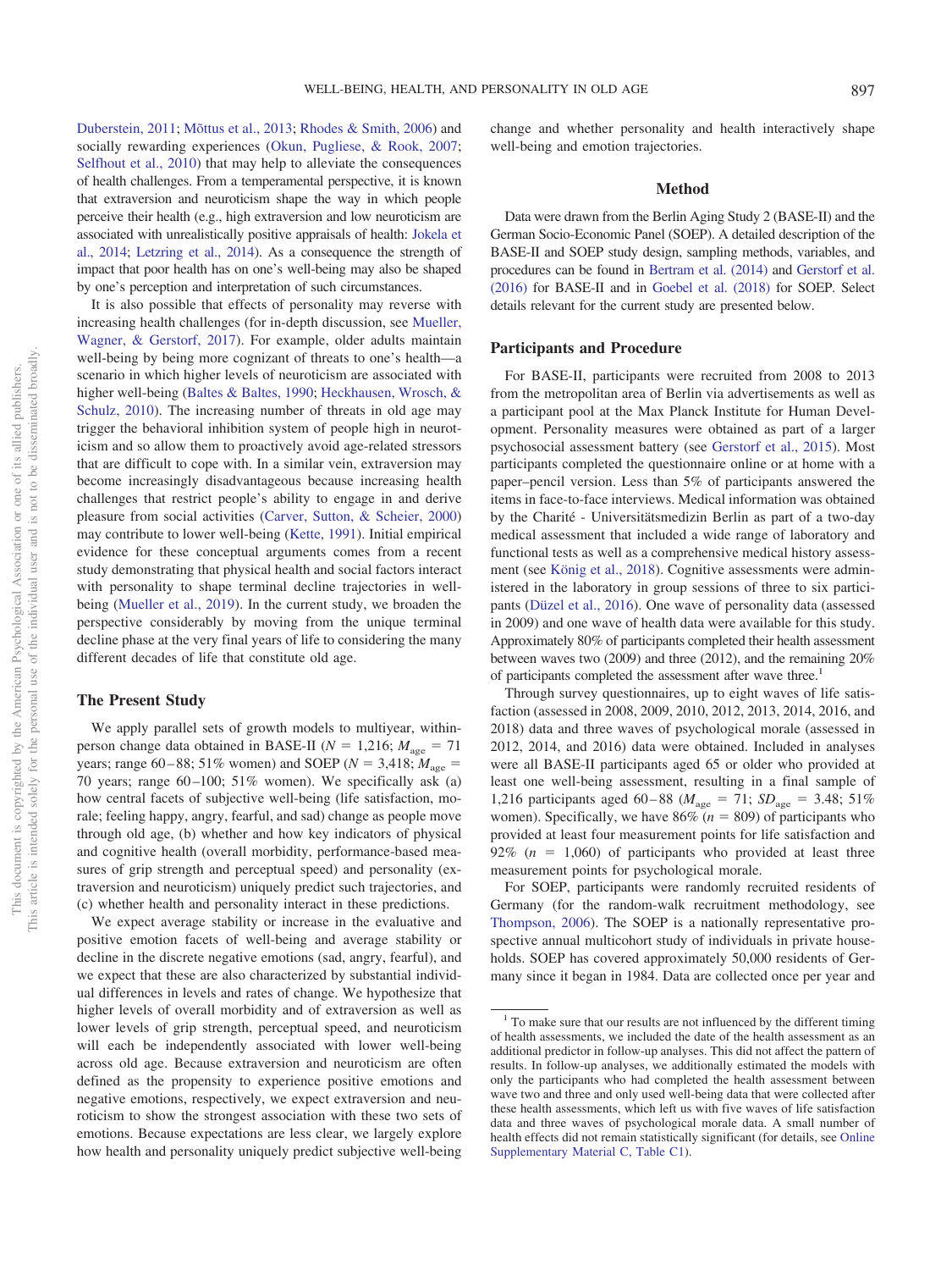Duberstein, 2011; Mõttus et al., 2013; Rhodes & Smith, 2006) and socially rewarding experiences (Okun, Pugliese, & Rook, 2007; Selfhout et al., 2010) that may help to alleviate the consequences of health challenges. From a temperamental perspective, it is known that extraversion and neuroticism shape the way in which people perceive their health (e.g., high extraversion and low neuroticism are associated with unrealistically positive appraisals of health: Jokela et al., 2014; Letzring et al., 2014). As a consequence the strength of impact that poor health has on one's well-being may also be shaped by one's perception and interpretation of such circumstances.

It is also possible that effects of personality may reverse with increasing health challenges (for in-depth discussion, see Mueller, Wagner, & Gerstorf, 2017). For example, older adults maintain well-being by being more cognizant of threats to one's health—a scenario in which higher levels of neuroticism are associated with higher well-being (Baltes & Baltes, 1990; Heckhausen, Wrosch, & Schulz, 2010). The increasing number of threats in old age may trigger the behavioral inhibition system of people high in neuroticism and so allow them to proactively avoid age-related stressors that are difficult to cope with. In a similar vein, extraversion may become increasingly disadvantageous because increasing health challenges that restrict people's ability to engage in and derive pleasure from social activities (Carver, Sutton, & Scheier, 2000) may contribute to lower well-being (Kette, 1991). Initial empirical evidence for these conceptual arguments comes from a recent study demonstrating that physical health and social factors interact with personality to shape terminal decline trajectories in well-being (Mueller et al., 2019). In the current study, we broaden the perspective considerably by moving from the unique terminal decline phase at the very final years of life to considering the many different decades of life that constitute old age.

## The Present Study

We apply parallel sets of growth models to multiyear, within-person change data obtained in BASE-II ($N$ = 1,216; $M_{age}$ = 71 years; range 60–88; 51% women) and SOEP ($N$ = 3,418; $M_{age}$ = 70 years; range 60–100; 51% women). We specifically ask (a) how central facets of subjective well-being (life satisfaction, morale; feeling happy, angry, fearful, and sad) change as people move through old age, (b) whether and how key indicators of physical and cognitive health (overall morbidity, performance-based measures of grip strength and perceptual speed) and personality (extraversion and neuroticism) uniquely predict such trajectories, and (c) whether health and personality interact in these predictions.

We expect average stability or increase in the evaluative and positive emotion facets of well-being and average stability or decline in the discrete negative emotions (sad, angry, fearful), and we expect that these are also characterized by substantial individual differences in levels and rates of change. We hypothesize that higher levels of overall morbidity and of extraversion as well as lower levels of grip strength, perceptual speed, and neuroticism will each be independently associated with lower well-being across old age. Because extraversion and neuroticism are often defined as the propensity to experience positive emotions and negative emotions, respectively, we expect extraversion and neuroticism to show the strongest association with these two sets of emotions. Because expectations are less clear, we largely explore how health and personality uniquely predict subjective well-being change and whether personality and health interactively shape well-being and emotion trajectories.

## Method

Data were drawn from the Berlin Aging Study 2 (BASE-II) and the German Socio-Economic Panel (SOEP). A detailed description of the BASE-II and SOEP study design, sampling methods, variables, and procedures can be found in Bertram et al. (2014) and Gerstorf et al. (2016) for BASE-II and in Goebel et al. (2018) for SOEP. Select details relevant for the current study are presented below.

### Participants and Procedure

For BASE-II, participants were recruited from 2008 to 2013 from the metropolitan area of Berlin via advertisements as well as a participant pool at the Max Planck Institute for Human Development. Personality measures were obtained as part of a larger psychosocial assessment battery (see Gerstorf et al., 2015). Most participants completed the questionnaire online or at home with a paper–pencil version. Less than 5% of participants answered the items in face-to-face interviews. Medical information was obtained by the Charité - Universitätsmedizin Berlin as part of a two-day medical assessment that included a wide range of laboratory and functional tests as well as a comprehensive medical history assessment (see König et al., 2018). Cognitive assessments were administered in the laboratory in group sessions of three to six participants (Düzel et al., 2016). One wave of personality data (assessed in 2009) and one wave of health data were available for this study. Approximately 80% of participants completed their health assessment between waves two (2009) and three (2012), and the remaining 20% of participants completed the assessment after wave three.[1]

Through survey questionnaires, up to eight waves of life satisfaction (assessed in 2008, 2009, 2010, 2012, 2013, 2014, 2016, and 2018) data and three waves of psychological morale (assessed in 2012, 2014, and 2016) data were obtained. Included in analyses were all BASE-II participants aged 65 or older who provided at least one well-being assessment, resulting in a final sample of 1,216 participants aged 60–88 ($M_{age}$ = 71; $SD_{age}$ = 3.48; 51% women). Specifically, we have 86% ($n$ = 809) of participants who provided at least four measurement points for life satisfaction and 92% ($n$ = 1,060) of participants who provided at least three measurement points for psychological morale.

For SOEP, participants were randomly recruited residents of Germany (for the random-walk recruitment methodology, see Thompson, 2006). The SOEP is a nationally representative prospective annual multicohort study of individuals in private households. SOEP has covered approximately 50,000 residents of Germany since it began in 1984. Data are collected once per year and

[1] To make sure that our results are not influenced by the different timing of health assessments, we included the date of the health assessment as an additional predictor in follow-up analyses. This did not affect the pattern of results. In follow-up analyses, we additionally estimated the models with only the participants who had completed the health assessment between wave two and three and only used well-being data that were collected after these health assessments, which left us with five waves of life satisfaction data and three waves of psychological morale data. A small number of health effects did not remain statistically significant (for details, see Online Supplementary Material C, Table C1).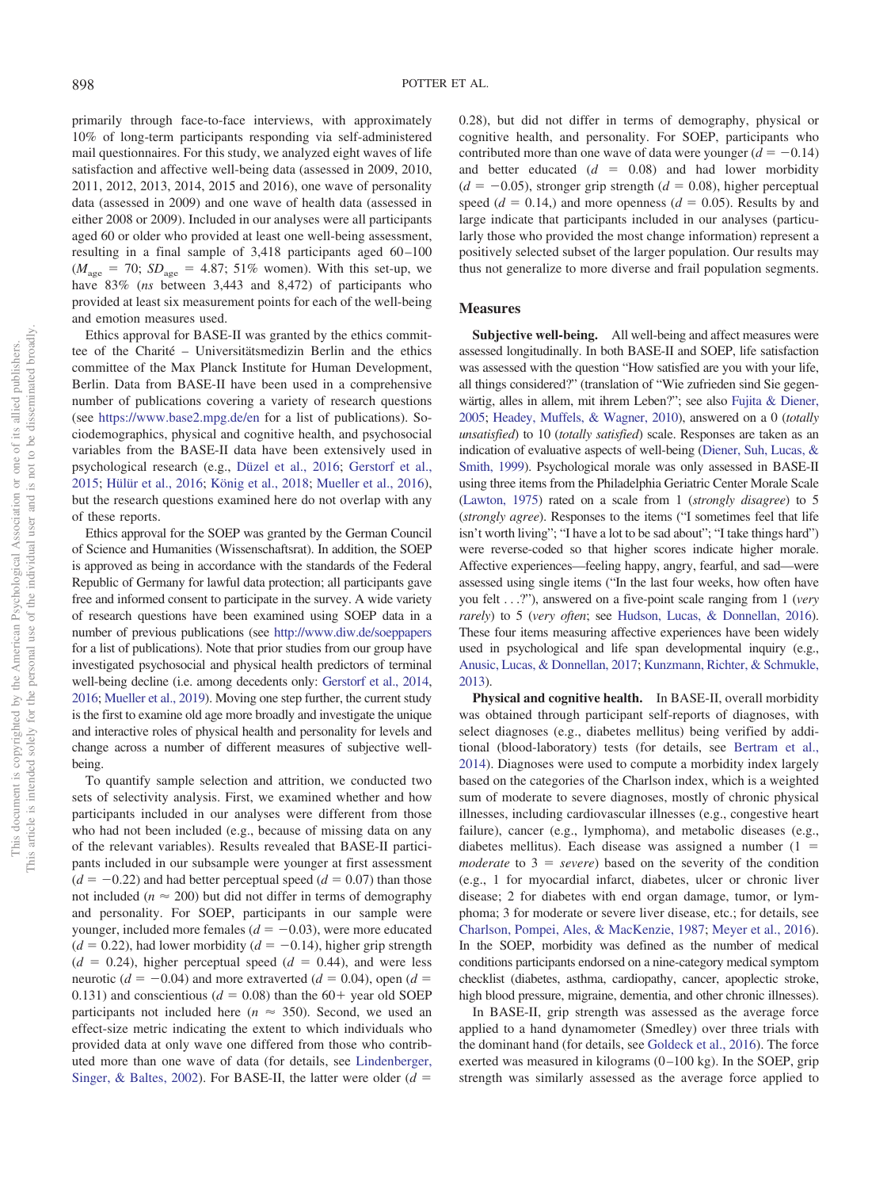primarily through face-to-face interviews, with approximately 10% of long-term participants responding via self-administered mail questionnaires. For this study, we analyzed eight waves of life satisfaction and affective well-being data (assessed in 2009, 2010, 2011, 2012, 2013, 2014, 2015 and 2016), one wave of personality data (assessed in 2009) and one wave of health data (assessed in either 2008 or 2009). Included in our analyses were all participants aged 60 or older who provided at least one well-being assessment, resulting in a final sample of 3,418 participants aged 60–100 ($M_{age}$ = 70; $SD_{age}$ = 4.87; 51% women). With this set-up, we have 83% (*ns* between 3,443 and 8,472) of participants who provided at least six measurement points for each of the well-being and emotion measures used.

Ethics approval for BASE-II was granted by the ethics committee of the Charité – Universitätsmedizin Berlin and the ethics committee of the Max Planck Institute for Human Development, Berlin. Data from BASE-II have been used in a comprehensive number of publications covering a variety of research questions (see https://www.base2.mpg.de/en for a list of publications). Sociodemographics, physical and cognitive health, and psychosocial variables from the BASE-II data have been extensively used in psychological research (e.g., Düzel et al., 2016; Gerstorf et al., 2015; Hülür et al., 2016; König et al., 2018; Mueller et al., 2016), but the research questions examined here do not overlap with any of these reports.

Ethics approval for the SOEP was granted by the German Council of Science and Humanities (Wissenschaftsrat). In addition, the SOEP is approved as being in accordance with the standards of the Federal Republic of Germany for lawful data protection; all participants gave free and informed consent to participate in the survey. A wide variety of research questions have been examined using SOEP data in a number of previous publications (see http://www.diw.de/soeppapers for a list of publications). Note that prior studies from our group have investigated psychosocial and physical health predictors of terminal well-being decline (i.e. among decedents only: Gerstorf et al., 2014, 2016; Mueller et al., 2019). Moving one step further, the current study is the first to examine old age more broadly and investigate the unique and interactive roles of physical health and personality for levels and change across a number of different measures of subjective well-being.

To quantify sample selection and attrition, we conducted two sets of selectivity analysis. First, we examined whether and how participants included in our analyses were different from those who had not been included (e.g., because of missing data on any of the relevant variables). Results revealed that BASE-II participants included in our subsample were younger at first assessment ($d = -0.22$) and had better perceptual speed ($d = 0.07$) than those not included ($n \approx 200$) but did not differ in terms of demography and personality. For SOEP, participants in our sample were younger, included more females ($d = -0.03$), were more educated ($d = 0.22$), had lower morbidity ($d = -0.14$), higher grip strength ($d = 0.24$), higher perceptual speed ($d = 0.44$), and were less neurotic ($d = -0.04$) and more extraverted ($d = 0.04$), open ($d = 0.131$) and conscientious ($d = 0.08$) than the 60+ year old SOEP participants not included here ($n \approx 350$). Second, we used an effect-size metric indicating the extent to which individuals who provided data at only wave one differed from those who contributed more than one wave of data (for details, see Lindenberger, Singer, & Baltes, 2002). For BASE-II, the latter were older ($d = 0.28$), but did not differ in terms of demography, physical or cognitive health, and personality. For SOEP, participants who contributed more than one wave of data were younger ($d = -0.14$) and better educated ($d = 0.08$) and had lower morbidity ($d = -0.05$), stronger grip strength ($d = 0.08$), higher perceptual speed ($d = 0.14$,) and more openness ($d = 0.05$). Results by and large indicate that participants included in our analyses (particularly those who provided the most change information) represent a positively selected subset of the larger population. Our results may thus not generalize to more diverse and frail population segments.

## Measures

**Subjective well-being.** All well-being and affect measures were assessed longitudinally. In both BASE-II and SOEP, life satisfaction was assessed with the question "How satisfied are you with your life, all things considered?" (translation of "Wie zufrieden sind Sie gegenwärtig, alles in allem, mit ihrem Leben?"; see also Fujita & Diener, 2005; Headey, Muffels, & Wagner, 2010), answered on a 0 (*totally unsatisfied*) to 10 (*totally satisfied*) scale. Responses are taken as an indication of evaluative aspects of well-being (Diener, Suh, Lucas, & Smith, 1999). Psychological morale was only assessed in BASE-II using three items from the Philadelphia Geriatric Center Morale Scale (Lawton, 1975) rated on a scale from 1 (*strongly disagree*) to 5 (*strongly agree*). Responses to the items ("I sometimes feel that life isn't worth living"; "I have a lot to be sad about"; "I take things hard") were reverse-coded so that higher scores indicate higher morale. Affective experiences—feeling happy, angry, fearful, and sad—were assessed using single items ("In the last four weeks, how often have you felt . . .?"), answered on a five-point scale ranging from 1 (*very rarely*) to 5 (*very often*; see Hudson, Lucas, & Donnellan, 2016). These four items measuring affective experiences have been widely used in psychological and life span developmental inquiry (e.g., Anusic, Lucas, & Donnellan, 2017; Kunzmann, Richter, & Schmukle, 2013).

**Physical and cognitive health.** In BASE-II, overall morbidity was obtained through participant self-reports of diagnoses, with select diagnoses (e.g., diabetes mellitus) being verified by additional (blood-laboratory) tests (for details, see Bertram et al., 2014). Diagnoses were used to compute a morbidity index largely based on the categories of the Charlson index, which is a weighted sum of moderate to severe diagnoses, mostly of chronic physical illnesses, including cardiovascular illnesses (e.g., congestive heart failure), cancer (e.g., lymphoma), and metabolic diseases (e.g., diabetes mellitus). Each disease was assigned a number (1 = *moderate* to 3 = *severe*) based on the severity of the condition (e.g., 1 for myocardial infarct, diabetes, ulcer or chronic liver disease; 2 for diabetes with end organ damage, tumor, or lymphoma; 3 for moderate or severe liver disease, etc.; for details, see Charlson, Pompei, Ales, & MacKenzie, 1987; Meyer et al., 2016). In the SOEP, morbidity was defined as the number of medical conditions participants endorsed on a nine-category medical symptom checklist (diabetes, asthma, cardiopathy, cancer, apoplectic stroke, high blood pressure, migraine, dementia, and other chronic illnesses).

In BASE-II, grip strength was assessed as the average force applied to a hand dynamometer (Smedley) over three trials with the dominant hand (for details, see Goldeck et al., 2016). The force exerted was measured in kilograms (0–100 kg). In the SOEP, grip strength was similarly assessed as the average force applied to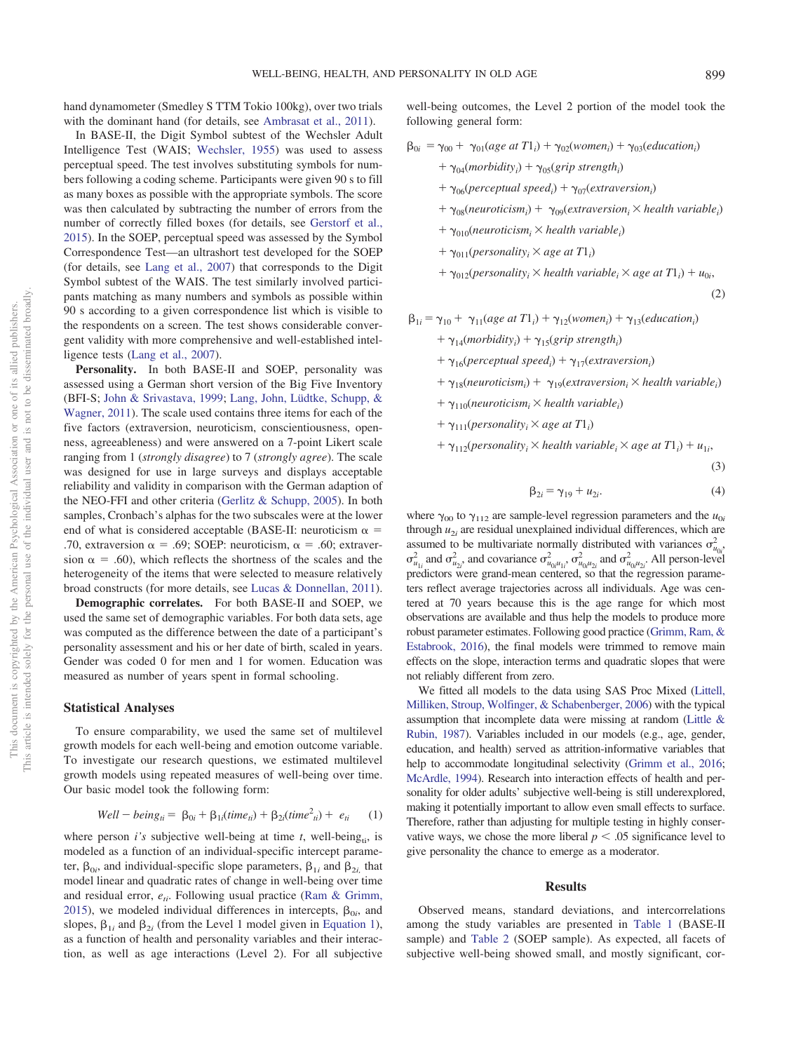hand dynamometer (Smedley S TTM Tokio 100kg), over two trials with the dominant hand (for details, see Ambrasat et al., 2011).

In BASE-II, the Digit Symbol subtest of the Wechsler Adult Intelligence Test (WAIS; Wechsler, 1955) was used to assess perceptual speed. The test involves substituting symbols for numbers following a coding scheme. Participants were given 90 s to fill as many boxes as possible with the appropriate symbols. The score was then calculated by subtracting the number of errors from the number of correctly filled boxes (for details, see Gerstorf et al., 2015). In the SOEP, perceptual speed was assessed by the Symbol Correspondence Test—an ultrashort test developed for the SOEP (for details, see Lang et al., 2007) that corresponds to the Digit Symbol subtest of the WAIS. The test similarly involved participants matching as many numbers and symbols as possible within 90 s according to a given correspondence list which is visible to the respondents on a screen. The test shows considerable convergent validity with more comprehensive and well-established intelligence tests (Lang et al., 2007).

**Personality.** In both BASE-II and SOEP, personality was assessed using a German short version of the Big Five Inventory (BFI-S; John & Srivastava, 1999; Lang, John, Lüdtke, Schupp, & Wagner, 2011). The scale used contains three items for each of the five factors (extraversion, neuroticism, conscientiousness, openness, agreeableness) and were answered on a 7-point Likert scale ranging from 1 (*strongly disagree*) to 7 (*strongly agree*). The scale was designed for use in large surveys and displays acceptable reliability and validity in comparison with the German adaption of the NEO-FFI and other criteria (Gerlitz & Schupp, 2005). In both samples, Cronbach's alphas for the two subscales were at the lower end of what is considered acceptable (BASE-II: neuroticism $\alpha$ = .70, extraversion $\alpha$ = .69; SOEP: neuroticism, $\alpha$ = .60; extraversion $\alpha$ = .60), which reflects the shortness of the scales and the heterogeneity of the items that were selected to measure relatively broad constructs (for more details, see Lucas & Donnellan, 2011).

**Demographic correlates.** For both BASE-II and SOEP, we used the same set of demographic variables. For both data sets, age was computed as the difference between the date of a participant's personality assessment and his or her date of birth, scaled in years. Gender was coded 0 for men and 1 for women. Education was measured as number of years spent in formal schooling.

## Statistical Analyses

To ensure comparability, we used the same set of multilevel growth models for each well-being and emotion outcome variable. To investigate our research questions, we estimated multilevel growth models using repeated measures of well-being over time. Our basic model took the following form:

$$Well-being_{ti} = \beta_{0i} + \beta_{1i}(time_{ti}) + \beta_{2i}(time^2_{ti}) + e_{ti} \quad (1)$$

where person *i's* subjective well-being at time *t*, well-being$_{ti}$, is modeled as a function of an individual-specific intercept parameter, $\beta_{0i}$, and individual-specific slope parameters, $\beta_{1i}$ and $\beta_{2i}$, that model linear and quadratic rates of change in well-being over time and residual error, $e_{ti}$. Following usual practice (Ram & Grimm, 2015), we modeled individual differences in intercepts, $\beta_{0i}$, and slopes, $\beta_{1i}$ and $\beta_{2i}$ (from the Level 1 model given in Equation 1), as a function of health and personality variables and their interaction, as well as age interactions (Level 2). For all subjective well-being outcomes, the Level 2 portion of the model took the following general form:

$$\begin{aligned}\beta_{0i} = {} & \gamma_{00} + \gamma_{01}(age\ at\ T1_i) + \gamma_{02}(women_i) + \gamma_{03}(education_i) \\ & + \gamma_{04}(morbidity_i) + \gamma_{05}(grip\ strength_i) \\ & + \gamma_{06}(perceptual\ speed_i) + \gamma_{07}(extraversion_i) \\ & + \gamma_{08}(neuroticism_i) + \gamma_{09}(extraversion_i \times health\ variable_i) \\ & + \gamma_{010}(neuroticism_i \times health\ variable_i) \\ & + \gamma_{011}(personality_i \times age\ at\ T1_i) \\ & + \gamma_{012}(personality_i \times health\ variable_i \times age\ at\ T1_i) + u_{0i}, \end{aligned} \quad (2)$$

$$\begin{aligned}\beta_{1i} = {} & \gamma_{10} + \gamma_{11}(age\ at\ T1_i) + \gamma_{12}(women_i) + \gamma_{13}(education_i) \\ & + \gamma_{14}(morbidity_i) + \gamma_{15}(grip\ strength_i) \\ & + \gamma_{16}(perceptual\ speed_i) + \gamma_{17}(extraversion_i) \\ & + \gamma_{18}(neuroticism_i) + \gamma_{19}(extraversion_i \times health\ variable_i) \\ & + \gamma_{110}(neuroticism_i \times health\ variable_i) \\ & + \gamma_{111}(personality_i \times age\ at\ T1_i) \\ & + \gamma_{112}(personality_i \times health\ variable_i \times age\ at\ T1_i) + u_{1i}, \end{aligned} \quad (3)$$

$$\beta_{2i} = \gamma_{19} + u_{2i}. \quad (4)$$

where $\gamma_{00}$ to $\gamma_{112}$ are sample-level regression parameters and the $u_{0i}$ through $u_{2i}$ are residual unexplained individual differences, which are assumed to be multivariate normally distributed with variances $\sigma^2_{u_{0i}}$, $\sigma^2_{u_{1i}}$ and $\sigma^2_{u_{2i}}$, and covariance $\sigma^2_{u_{0i}u_{1i}}$, $\sigma^2_{u_{0i}u_{2i}}$ and $\sigma^2_{u_{0i}u_{2i}}$. All person-level predictors were grand-mean centered, so that the regression parameters reflect average trajectories across all individuals. Age was centered at 70 years because this is the age range for which most observations are available and thus help the models to produce more robust parameter estimates. Following good practice (Grimm, Ram, & Estabrook, 2016), the final models were trimmed to remove main effects on the slope, interaction terms and quadratic slopes that were not reliably different from zero.

We fitted all models to the data using SAS Proc Mixed (Littell, Milliken, Stroup, Wolfinger, & Schabenberger, 2006) with the typical assumption that incomplete data were missing at random (Little & Rubin, 1987). Variables included in our models (e.g., age, gender, education, and health) served as attrition-informative variables that help to accommodate longitudinal selectivity (Grimm et al., 2016; McArdle, 1994). Research into interaction effects of health and personality for older adults' subjective well-being is still underexplored, making it potentially important to allow even small effects to surface. Therefore, rather than adjusting for multiple testing in highly conservative ways, we chose the more liberal $p < .05$ significance level to give personality the chance to emerge as a moderator.

## Results

Observed means, standard deviations, and intercorrelations among the study variables are presented in Table 1 (BASE-II sample) and Table 2 (SOEP sample). As expected, all facets of subjective well-being showed small, and mostly significant, cor-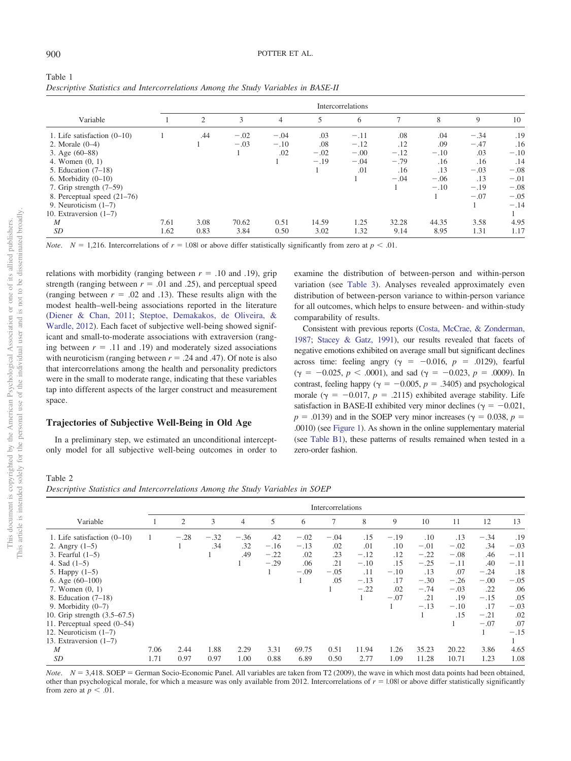Table 1
*Descriptive Statistics and Intercorrelations Among the Study Variables in BASE-II*

| Variable | Intercorrelations | | | | | | | | | |
|---|---|---|---|---|---|---|---|---|---|---|
| | 1 | 2 | 3 | 4 | 5 | 6 | 7 | 8 | 9 | 10 |
| 1. Life satisfaction (0–10) | 1 | .44 | −.02 | −.04 | .03 | −.11 | .08 | .04 | −.34 | .19 |
| 2. Morale (0–4) | | 1 | −.03 | −.10 | .08 | −.12 | .12 | .09 | −.47 | .16 |
| 3. Age (60–88) | | | 1 | .02 | −.02 | −.00 | −.12 | −.10 | .03 | −.10 |
| 4. Women (0, 1) | | | | 1 | −.19 | −.04 | −.79 | .16 | .16 | .14 |
| 5. Education (7–18) | | | | | 1 | .01 | .16 | .13 | −.03 | −.08 |
| 6. Morbidity (0–10) | | | | | | 1 | −.04 | −.06 | .13 | −.01 |
| 7. Grip strength (7–59) | | | | | | | 1 | −.10 | −.19 | −.08 |
| 8. Perceptual speed (21–76) | | | | | | | | 1 | −.07 | −.05 |
| 9. Neuroticism (1–7) | | | | | | | | | 1 | −.14 |
| 10. Extraversion (1–7) | | | | | | | | | | 1 |
| *M* | 7.61 | 3.08 | 70.62 | 0.51 | 14.59 | 1.25 | 32.28 | 44.35 | 3.58 | 4.95 |
| *SD* | 1.62 | 0.83 | 3.84 | 0.50 | 3.02 | 1.32 | 9.14 | 8.95 | 1.31 | 1.17 |

*Note.* $N = 1{,}216$. Intercorrelations of $r = |.08|$ or above differ statistically significantly from zero at $p < .01$.

relations with morbidity (ranging between $r = .10$ and .19), grip strength (ranging between $r = .01$ and .25), and perceptual speed (ranging between $r = .02$ and .13). These results align with the modest health–well-being associations reported in the literature (Diener & Chan, 2011; Steptoe, Demakakos, de Oliveira, & Wardle, 2012). Each facet of subjective well-being showed significant and small-to-moderate associations with extraversion (ranging between $r = .11$ and .19) and moderately sized associations with neuroticism (ranging between $r = .24$ and .47). Of note is also that intercorrelations among the health and personality predictors were in the small to moderate range, indicating that these variables tap into different aspects of the larger construct and measurement space.

## Trajectories of Subjective Well-Being in Old Age

In a preliminary step, we estimated an unconditional intercept-only model for all subjective well-being outcomes in order to examine the distribution of between-person and within-person variation (see Table 3). Analyses revealed approximately even distribution of between-person variance to within-person variance for all outcomes, which helps to ensure between- and within-study comparability of results.

Consistent with previous reports (Costa, McCrae, & Zonderman, 1987; Stacey & Gatz, 1991), our results revealed that facets of negative emotions exhibited on average small but significant declines across time: feeling angry ($\gamma = -0.016$, $p = .0129$), fearful ($\gamma = -0.025$, $p < .0001$), and sad ($\gamma = -0.023$, $p = .0009$). In contrast, feeling happy ($\gamma = -0.005$, $p = .3405$) and psychological morale ($\gamma = -0.017$, $p = .2115$) exhibited average stability. Life satisfaction in BASE-II exhibited very minor declines ($\gamma = -0.021$, $p = .0139$) and in the SOEP very minor increases ($\gamma = 0.038$, $p = .0010$) (see Figure 1). As shown in the online supplementary material (see Table B1), these patterns of results remained when tested in a zero-order fashion.

Table 2
*Descriptive Statistics and Intercorrelations Among the Study Variables in SOEP*

| Variable | Intercorrelations | | | | | | | | | | | | |
|---|---|---|---|---|---|---|---|---|---|---|---|---|---|
| | 1 | 2 | 3 | 4 | 5 | 6 | 7 | 8 | 9 | 10 | 11 | 12 | 13 |
| 1. Life satisfaction (0–10) | 1 | −.28 | −.32 | −.36 | .42 | −.02 | −.04 | .15 | −.19 | .10 | .13 | −.34 | .19 |
| 2. Angry (1–5) | | 1 | .34 | .32 | −.16 | −.13 | .02 | .01 | .10 | −.01 | −.02 | .34 | −.03 |
| 3. Fearful (1–5) | | | 1 | .49 | −.22 | .02 | .23 | −.12 | .12 | −.22 | −.08 | .46 | −.11 |
| 4. Sad (1–5) | | | | 1 | −.29 | .06 | .21 | −.10 | .15 | −.25 | −.11 | .40 | −.11 |
| 5. Happy (1–5) | | | | | 1 | −.09 | −.05 | .11 | −.10 | .13 | .07 | −.24 | .18 |
| 6. Age (60–100) | | | | | | 1 | .05 | −.13 | .17 | −.30 | −.26 | −.00 | −.05 |
| 7. Women (0, 1) | | | | | | | 1 | −.22 | .02 | −.74 | −.03 | .22 | .06 |
| 8. Education (7–18) | | | | | | | | 1 | −.07 | .21 | .19 | −.15 | .05 |
| 9. Morbidity (0–7) | | | | | | | | | 1 | −.13 | −.10 | .17 | −.03 |
| 10. Grip strength (3.5–67.5) | | | | | | | | | | 1 | .15 | −.21 | .02 |
| 11. Perceptual speed (0–54) | | | | | | | | | | | 1 | −.07 | .07 |
| 12. Neuroticism (1–7) | | | | | | | | | | | | 1 | −.15 |
| 13. Extraversion (1–7) | | | | | | | | | | | | | 1 |
| *M* | 7.06 | 2.44 | 1.88 | 2.29 | 3.31 | 69.75 | 0.51 | 11.94 | 1.26 | 35.23 | 20.22 | 3.86 | 4.65 |
| *SD* | 1.71 | 0.97 | 0.97 | 1.00 | 0.88 | 6.89 | 0.50 | 2.77 | 1.09 | 11.28 | 10.71 | 1.23 | 1.08 |

*Note.* $N = 3{,}418$. SOEP = German Socio-Economic Panel. All variables are taken from T2 (2009), the wave in which most data points had been obtained, other than psychological morale, for which a measure was only available from 2012. Intercorrelations of $r = |.08|$ or above differ statistically significantly from zero at $p < .01$.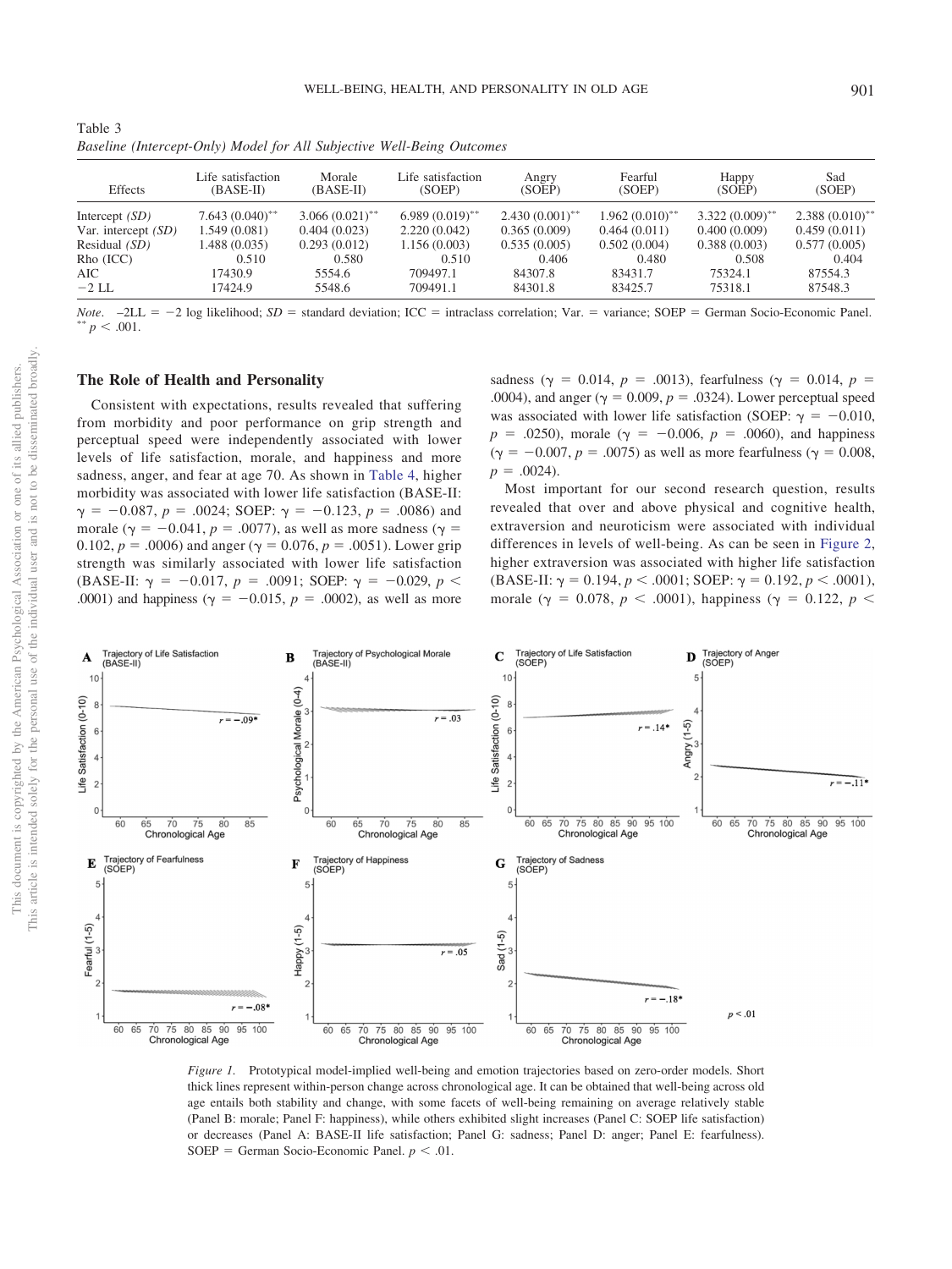Table 3
*Baseline (Intercept-Only) Model for All Subjective Well-Being Outcomes*

| Effects | Life satisfaction (BASE-II) | Morale (BASE-II) | Life satisfaction (SOEP) | Angry (SOEP) | Fearful (SOEP) | Happy (SOEP) | Sad (SOEP) |
|---|---|---|---|---|---|---|---|
| Intercept *(SD)* | 7.643 (0.040)** | 3.066 (0.021)** | 6.989 (0.019)** | 2.430 (0.001)** | 1.962 (0.010)** | 3.322 (0.009)** | 2.388 (0.010)** |
| Var. intercept *(SD)* | 1.549 (0.081) | 0.404 (0.023) | 2.220 (0.042) | 0.365 (0.009) | 0.464 (0.011) | 0.400 (0.009) | 0.459 (0.011) |
| Residual *(SD)* | 1.488 (0.035) | 0.293 (0.012) | 1.156 (0.003) | 0.535 (0.005) | 0.502 (0.004) | 0.388 (0.003) | 0.577 (0.005) |
| Rho (ICC) | 0.510 | 0.580 | 0.510 | 0.406 | 0.480 | 0.508 | 0.404 |
| AIC | 17430.9 | 5554.6 | 709497.1 | 84307.8 | 83431.7 | 75324.1 | 87554.3 |
| −2 LL | 17424.9 | 5548.6 | 709491.1 | 84301.8 | 83425.7 | 75318.1 | 87548.3 |

*Note.* −2LL = −2 log likelihood; *SD* = standard deviation; ICC = intraclass correlation; Var. = variance; SOEP = German Socio-Economic Panel.
** $p < .001$.

## The Role of Health and Personality

Consistent with expectations, results revealed that suffering from morbidity and poor performance on grip strength and perceptual speed were independently associated with lower levels of life satisfaction, morale, and happiness and more sadness, anger, and fear at age 70. As shown in Table 4, higher morbidity was associated with lower life satisfaction (BASE-II: $\gamma = -0.087$, $p = .0024$; SOEP: $\gamma = -0.123$, $p = .0086$) and morale ($\gamma = -0.041$, $p = .0077$), as well as more sadness ($\gamma = 0.102$, $p = .0006$) and anger ($\gamma = 0.076$, $p = .0051$). Lower grip strength was similarly associated with lower life satisfaction (BASE-II: $\gamma = -0.017$, $p = .0091$; SOEP: $\gamma = -0.029$, $p < .0001$) and happiness ($\gamma = -0.015$, $p = .0002$), as well as more sadness ($\gamma = 0.014$, $p = .0013$), fearfulness ($\gamma = 0.014$, $p = .0004$), and anger ($\gamma = 0.009$, $p = .0324$). Lower perceptual speed was associated with lower life satisfaction (SOEP: $\gamma = -0.010$, $p = .0250$), morale ($\gamma = -0.006$, $p = .0060$), and happiness ($\gamma = -0.007$, $p = .0075$) as well as more fearfulness ($\gamma = 0.008$, $p = .0024$).

Most important for our second research question, results revealed that over and above physical and cognitive health, extraversion and neuroticism were associated with individual differences in levels of well-being. As can be seen in Figure 2, higher extraversion was associated with higher life satisfaction (BASE-II: $\gamma = 0.194$, $p < .0001$; SOEP: $\gamma = 0.192$, $p < .0001$), morale ($\gamma = 0.078$, $p < .0001$), happiness ($\gamma = 0.122$, $p <$

*Figure 1.* Prototypical model-implied well-being and emotion trajectories based on zero-order models. Short thick lines represent within-person change across chronological age. It can be obtained that well-being across old age entails both stability and change, with some facets of well-being remaining on average relatively stable (Panel B: morale; Panel F: happiness), while others exhibited slight increases (Panel C: SOEP life satisfaction) or decreases (Panel A: BASE-II life satisfaction; Panel G: sadness; Panel D: anger; Panel E: fearfulness). SOEP = German Socio-Economic Panel. $p < .01$.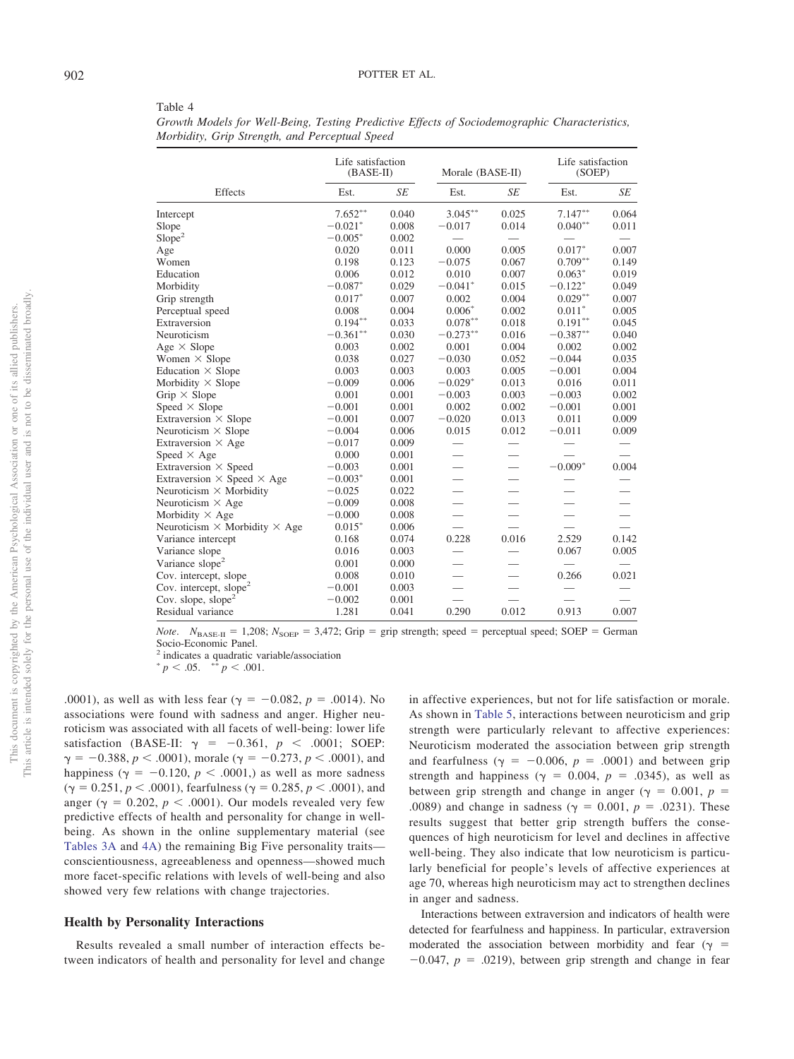Table 4

*Growth Models for Well-Being, Testing Predictive Effects of Sociodemographic Characteristics, Morbidity, Grip Strength, and Perceptual Speed*

| Effects | Life satisfaction (BASE-II) | | Morale (BASE-II) | | Life satisfaction (SOEP) | |
|---|---|---|---|---|---|---|
| | Est. | *SE* | Est. | *SE* | Est. | *SE* |
| Intercept | 7.652** | 0.040 | 3.045** | 0.025 | 7.147** | 0.064 |
| Slope | −0.021* | 0.008 | −0.017 | 0.014 | 0.040** | 0.011 |
| Slope[2] | −0.005* | 0.002 | — | — | — | — |
| Age | 0.020 | 0.011 | 0.000 | 0.005 | 0.017* | 0.007 |
| Women | 0.198 | 0.123 | −0.075 | 0.067 | 0.709** | 0.149 |
| Education | 0.006 | 0.012 | 0.010 | 0.007 | 0.063* | 0.019 |
| Morbidity | −0.087* | 0.029 | −0.041* | 0.015 | −0.122* | 0.049 |
| Grip strength | 0.017* | 0.007 | 0.002 | 0.004 | 0.029** | 0.007 |
| Perceptual speed | 0.008 | 0.004 | 0.006* | 0.002 | 0.011* | 0.005 |
| Extraversion | 0.194** | 0.033 | 0.078** | 0.018 | 0.191** | 0.045 |
| Neuroticism | −0.361** | 0.030 | −0.273** | 0.016 | −0.387** | 0.040 |
| Age × Slope | 0.003 | 0.002 | 0.001 | 0.004 | 0.002 | 0.002 |
| Women × Slope | 0.038 | 0.027 | −0.030 | 0.052 | −0.044 | 0.035 |
| Education × Slope | 0.003 | 0.003 | 0.003 | 0.005 | −0.001 | 0.004 |
| Morbidity × Slope | −0.009 | 0.006 | −0.029* | 0.013 | 0.016 | 0.011 |
| Grip × Slope | 0.001 | 0.001 | −0.003 | 0.003 | −0.003 | 0.002 |
| Speed × Slope | −0.001 | 0.001 | 0.002 | 0.002 | −0.001 | 0.001 |
| Extraversion × Slope | −0.001 | 0.007 | −0.020 | 0.013 | 0.011 | 0.009 |
| Neuroticism × Slope | −0.004 | 0.006 | 0.015 | 0.012 | −0.011 | 0.009 |
| Extraversion × Age | −0.017 | 0.009 | — | — | — | — |
| Speed × Age | 0.000 | 0.001 | — | — | — | — |
| Extraversion × Speed | −0.003 | 0.001 | — | — | −0.009* | 0.004 |
| Extraversion × Speed × Age | −0.003* | 0.001 | — | — | — | — |
| Neuroticism × Morbidity | −0.025 | 0.022 | — | — | — | — |
| Neuroticism × Age | −0.009 | 0.008 | — | — | — | — |
| Morbidity × Age | −0.000 | 0.008 | — | — | — | — |
| Neuroticism × Morbidity × Age | 0.015* | 0.006 | — | — | — | — |
| Variance intercept | 0.168 | 0.074 | 0.228 | 0.016 | 2.529 | 0.142 |
| Variance slope | 0.016 | 0.003 | — | — | 0.067 | 0.005 |
| Variance slope[2] | 0.001 | 0.000 | — | — | — | — |
| Cov. intercept, slope | 0.008 | 0.010 | — | — | 0.266 | 0.021 |
| Cov. intercept, slope[2] | −0.001 | 0.003 | — | — | — | — |
| Cov. slope, slope[2] | −0.002 | 0.001 | — | — | — | — |
| Residual variance | 1.281 | 0.041 | 0.290 | 0.012 | 0.913 | 0.007 |

*Note*. $N_{\text{BASE-II}} = 1{,}208$; $N_{\text{SOEP}} = 3{,}472$; Grip = grip strength; speed = perceptual speed; SOEP = German Socio-Economic Panel.
[2] indicates a quadratic variable/association
\* $p < .05$. \*\* $p < .001$.

.0001), as well as with less fear ($\gamma = -0.082$, $p = .0014$). No associations were found with sadness and anger. Higher neuroticism was associated with all facets of well-being: lower life satisfaction (BASE-II: $\gamma = -0.361$, $p < .0001$; SOEP: $\gamma = -0.388$, $p < .0001$), morale ($\gamma = -0.273$, $p < .0001$), and happiness ($\gamma = -0.120$, $p < .0001$,) as well as more sadness ($\gamma = 0.251$, $p < .0001$), fearfulness ($\gamma = 0.285$, $p < .0001$), and anger ($\gamma = 0.202$, $p < .0001$). Our models revealed very few predictive effects of health and personality for change in well-being. As shown in the online supplementary material (see Tables 3A and 4A) the remaining Big Five personality traits—conscientiousness, agreeableness and openness—showed much more facet-specific relations with levels of well-being and also showed very few relations with change trajectories.

## Health by Personality Interactions

Results revealed a small number of interaction effects between indicators of health and personality for level and change in affective experiences, but not for life satisfaction or morale. As shown in Table 5, interactions between neuroticism and grip strength were particularly relevant to affective experiences: Neuroticism moderated the association between grip strength and fearfulness ($\gamma = -0.006$, $p = .0001$) and between grip strength and happiness ($\gamma = 0.004$, $p = .0345$), as well as between grip strength and change in anger ($\gamma = 0.001$, $p = .0089$) and change in sadness ($\gamma = 0.001$, $p = .0231$). These results suggest that better grip strength buffers the consequences of high neuroticism for level and declines in affective well-being. They also indicate that low neuroticism is particularly beneficial for people's levels of affective experiences at age 70, whereas high neuroticism may act to strengthen declines in anger and sadness.

Interactions between extraversion and indicators of health were detected for fearfulness and happiness. In particular, extraversion moderated the association between morbidity and fear ($\gamma = -0.047$, $p = .0219$), between grip strength and change in fear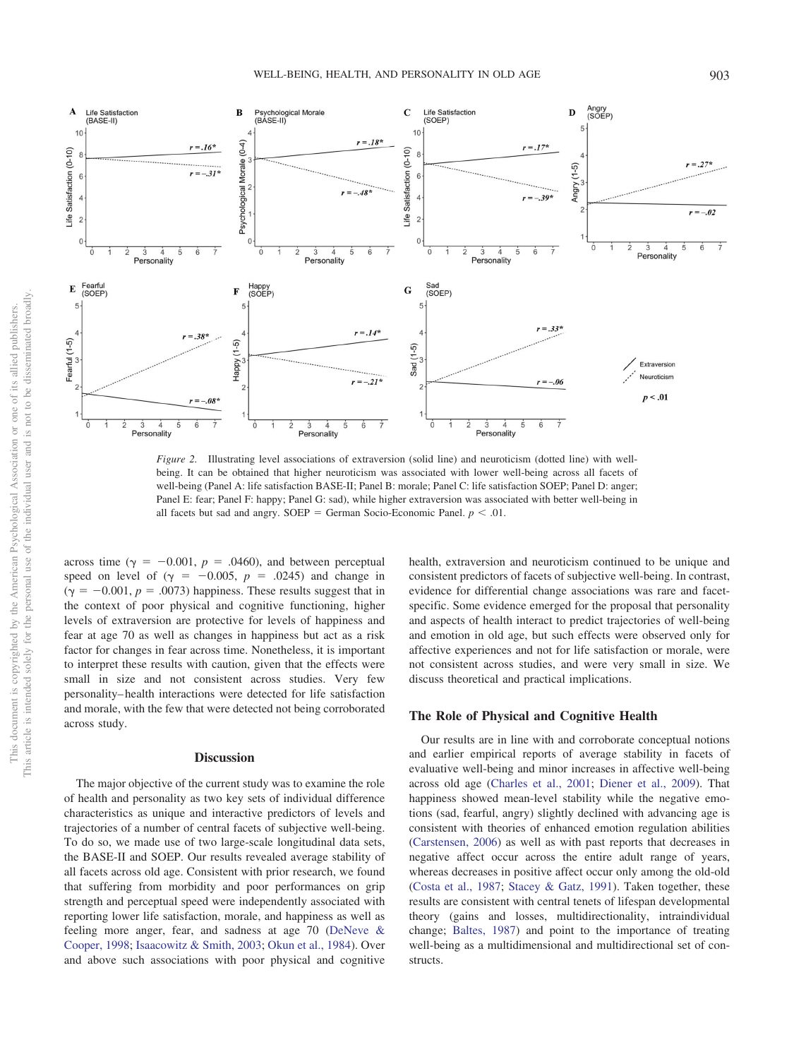*Figure 2.* Illustrating level associations of extraversion (solid line) and neuroticism (dotted line) with well-being. It can be obtained that higher neuroticism was associated with lower well-being across all facets of well-being (Panel A: life satisfaction BASE-II; Panel B: morale; Panel C: life satisfaction SOEP; Panel D: anger; Panel E: fear; Panel F: happy; Panel G: sad), while higher extraversion was associated with better well-being in all facets but sad and angry. SOEP = German Socio-Economic Panel. $p < .01$.

across time ($\gamma = -0.001$, $p = .0460$), and between perceptual speed on level of ($\gamma = -0.005$, $p = .0245$) and change in ($\gamma = -0.001$, $p = .0073$) happiness. These results suggest that in the context of poor physical and cognitive functioning, higher levels of extraversion are protective for levels of happiness and fear at age 70 as well as changes in happiness but act as a risk factor for changes in fear across time. Nonetheless, it is important to interpret these results with caution, given that the effects were small in size and not consistent across studies. Very few personality–health interactions were detected for life satisfaction and morale, with the few that were detected not being corroborated across study.

## Discussion

The major objective of the current study was to examine the role of health and personality as two key sets of individual difference characteristics as unique and interactive predictors of levels and trajectories of a number of central facets of subjective well-being. To do so, we made use of two large-scale longitudinal data sets, the BASE-II and SOEP. Our results revealed average stability of all facets across old age. Consistent with prior research, we found that suffering from morbidity and poor performances on grip strength and perceptual speed were independently associated with reporting lower life satisfaction, morale, and happiness as well as feeling more anger, fear, and sadness at age 70 (DeNeve & Cooper, 1998; Isaacowitz & Smith, 2003; Okun et al., 1984). Over and above such associations with poor physical and cognitive health, extraversion and neuroticism continued to be unique and consistent predictors of facets of subjective well-being. In contrast, evidence for differential change associations was rare and facet-specific. Some evidence emerged for the proposal that personality and aspects of health interact to predict trajectories of well-being and emotion in old age, but such effects were observed only for affective experiences and not for life satisfaction or morale, were not consistent across studies, and were very small in size. We discuss theoretical and practical implications.

### The Role of Physical and Cognitive Health

Our results are in line with and corroborate conceptual notions and earlier empirical reports of average stability in facets of evaluative well-being and minor increases in affective well-being across old age (Charles et al., 2001; Diener et al., 2009). That happiness showed mean-level stability while the negative emotions (sad, fearful, angry) slightly declined with advancing age is consistent with theories of enhanced emotion regulation abilities (Carstensen, 2006) as well as with past reports that decreases in negative affect occur across the entire adult range of years, whereas decreases in positive affect occur only among the old-old (Costa et al., 1987; Stacey & Gatz, 1991). Taken together, these results are consistent with central tenets of lifespan developmental theory (gains and losses, multidirectionality, intraindividual change; Baltes, 1987) and point to the importance of treating well-being as a multidimensional and multidirectional set of constructs.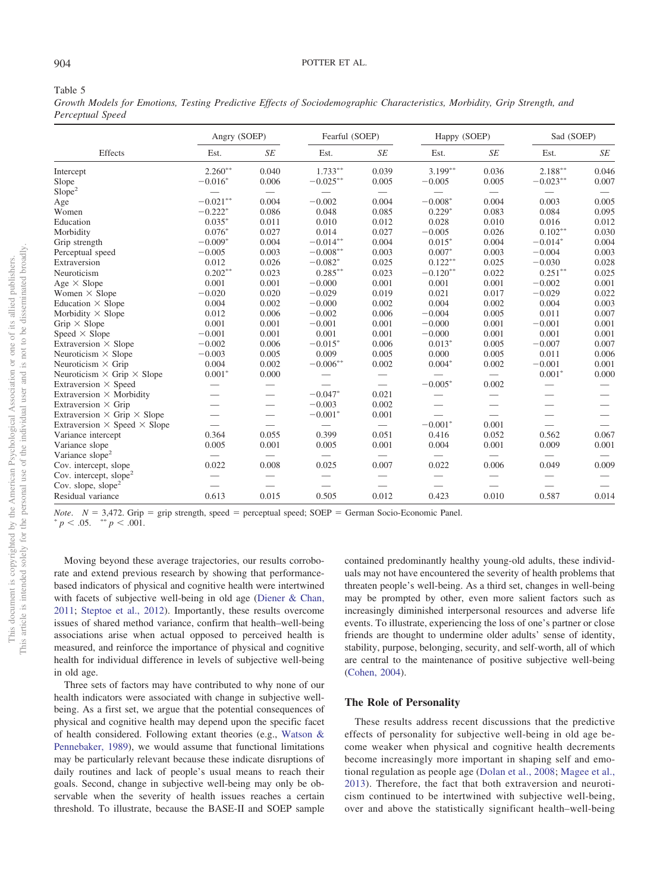Table 5
*Growth Models for Emotions, Testing Predictive Effects of Sociodemographic Characteristics, Morbidity, Grip Strength, and Perceptual Speed*

| Effects | Angry (SOEP) | | Fearful (SOEP) | | Happy (SOEP) | | Sad (SOEP) | |
|---|---|---|---|---|---|---|---|---|
| | Est. | *SE* | Est. | *SE* | Est. | *SE* | Est. | *SE* |
| Intercept | 2.260** | 0.040 | 1.733** | 0.039 | 3.199** | 0.036 | 2.188** | 0.046 |
| Slope | −0.016* | 0.006 | −0.025** | 0.005 | −0.005 | 0.005 | −0.023** | 0.007 |
| Slope$^2$ | — | — | — | — | — | — | — | — |
| Age | −0.021** | 0.004 | −0.002 | 0.004 | −0.008* | 0.004 | 0.003 | 0.005 |
| Women | −0.222* | 0.086 | 0.048 | 0.085 | 0.229* | 0.083 | 0.084 | 0.095 |
| Education | 0.035* | 0.011 | 0.010 | 0.012 | 0.028 | 0.010 | 0.016 | 0.012 |
| Morbidity | 0.076* | 0.027 | 0.014 | 0.027 | −0.005 | 0.026 | 0.102** | 0.030 |
| Grip strength | −0.009* | 0.004 | −0.014** | 0.004 | 0.015* | 0.004 | −0.014* | 0.004 |
| Perceptual speed | −0.005 | 0.003 | −0.008** | 0.003 | 0.007* | 0.003 | −0.004 | 0.003 |
| Extraversion | 0.012 | 0.026 | −0.082* | 0.025 | 0.122** | 0.025 | −0.030 | 0.028 |
| Neuroticism | 0.202** | 0.023 | 0.285** | 0.023 | −0.120** | 0.022 | 0.251** | 0.025 |
| Age × Slope | 0.001 | 0.001 | −0.000 | 0.001 | 0.001 | 0.001 | −0.002 | 0.001 |
| Women × Slope | −0.020 | 0.020 | −0.029 | 0.019 | 0.021 | 0.017 | −0.029 | 0.022 |
| Education × Slope | 0.004 | 0.002 | −0.000 | 0.002 | 0.004 | 0.002 | 0.004 | 0.003 |
| Morbidity × Slope | 0.012 | 0.006 | −0.002 | 0.006 | −0.004 | 0.005 | 0.011 | 0.007 |
| Grip × Slope | 0.001 | 0.001 | −0.001 | 0.001 | −0.000 | 0.001 | −0.001 | 0.001 |
| Speed × Slope | −0.001 | 0.001 | 0.001 | 0.001 | −0.000 | 0.001 | 0.001 | 0.001 |
| Extraversion × Slope | −0.002 | 0.006 | −0.015* | 0.006 | 0.013* | 0.005 | −0.007 | 0.007 |
| Neuroticism × Slope | −0.003 | 0.005 | 0.009 | 0.005 | 0.000 | 0.005 | 0.011 | 0.006 |
| Neuroticism × Grip | 0.004 | 0.002 | −0.006** | 0.002 | 0.004* | 0.002 | −0.001 | 0.001 |
| Neuroticism × Grip × Slope | 0.001* | 0.000 | — | — | — | — | 0.001* | 0.000 |
| Extraversion × Speed | — | — | — | — | −0.005* | 0.002 | — | — |
| Extraversion × Morbidity | — | — | −0.047* | 0.021 | — | — | — | — |
| Extraversion × Grip | — | — | −0.003 | 0.002 | — | — | — | — |
| Extraversion × Grip × Slope | — | — | −0.001* | 0.001 | — | — | — | — |
| Extraversion × Speed × Slope | — | — | — | — | −0.001* | 0.001 | — | — |
| Variance intercept | 0.364 | 0.055 | 0.399 | 0.051 | 0.416 | 0.052 | 0.562 | 0.067 |
| Variance slope | 0.005 | 0.001 | 0.005 | 0.001 | 0.004 | 0.001 | 0.009 | 0.001 |
| Variance slope$^2$ | — | — | — | — | — | — | — | — |
| Cov. intercept, slope | 0.022 | 0.008 | 0.025 | 0.007 | 0.022 | 0.006 | 0.049 | 0.009 |
| Cov. intercept, slope$^2$ | — | — | — | — | — | — | — | — |
| Cov. slope, slope$^2$ | — | — | — | — | — | — | — | — |
| Residual variance | 0.613 | 0.015 | 0.505 | 0.012 | 0.423 | 0.010 | 0.587 | 0.014 |

*Note.* $N = 3{,}472$. Grip = grip strength, speed = perceptual speed; SOEP = German Socio-Economic Panel.
* $p < .05$. ** $p < .001$.

Moving beyond these average trajectories, our results corroborate and extend previous research by showing that performance-based indicators of physical and cognitive health were intertwined with facets of subjective well-being in old age (Diener & Chan, 2011; Steptoe et al., 2012). Importantly, these results overcome issues of shared method variance, confirm that health–well-being associations arise when actual opposed to perceived health is measured, and reinforce the importance of physical and cognitive health for individual difference in levels of subjective well-being in old age.

Three sets of factors may have contributed to why none of our health indicators were associated with change in subjective well-being. As a first set, we argue that the potential consequences of physical and cognitive health may depend upon the specific facet of health considered. Following extant theories (e.g., Watson & Pennebaker, 1989), we would assume that functional limitations may be particularly relevant because these indicate disruptions of daily routines and lack of people's usual means to reach their goals. Second, change in subjective well-being may only be observable when the severity of health issues reaches a certain threshold. To illustrate, because the BASE-II and SOEP sample contained predominantly healthy young-old adults, these individuals may not have encountered the severity of health problems that threaten people's well-being. As a third set, changes in well-being may be prompted by other, even more salient factors such as increasingly diminished interpersonal resources and adverse life events. To illustrate, experiencing the loss of one's partner or close friends are thought to undermine older adults' sense of identity, stability, purpose, belonging, security, and self-worth, all of which are central to the maintenance of positive subjective well-being (Cohen, 2004).

## The Role of Personality

These results address recent discussions that the predictive effects of personality for subjective well-being in old age become weaker when physical and cognitive health decrements become increasingly more important in shaping self and emotional regulation as people age (Dolan et al., 2008; Magee et al., 2013). Therefore, the fact that both extraversion and neuroticism continued to be intertwined with subjective well-being, over and above the statistically significant health–well-being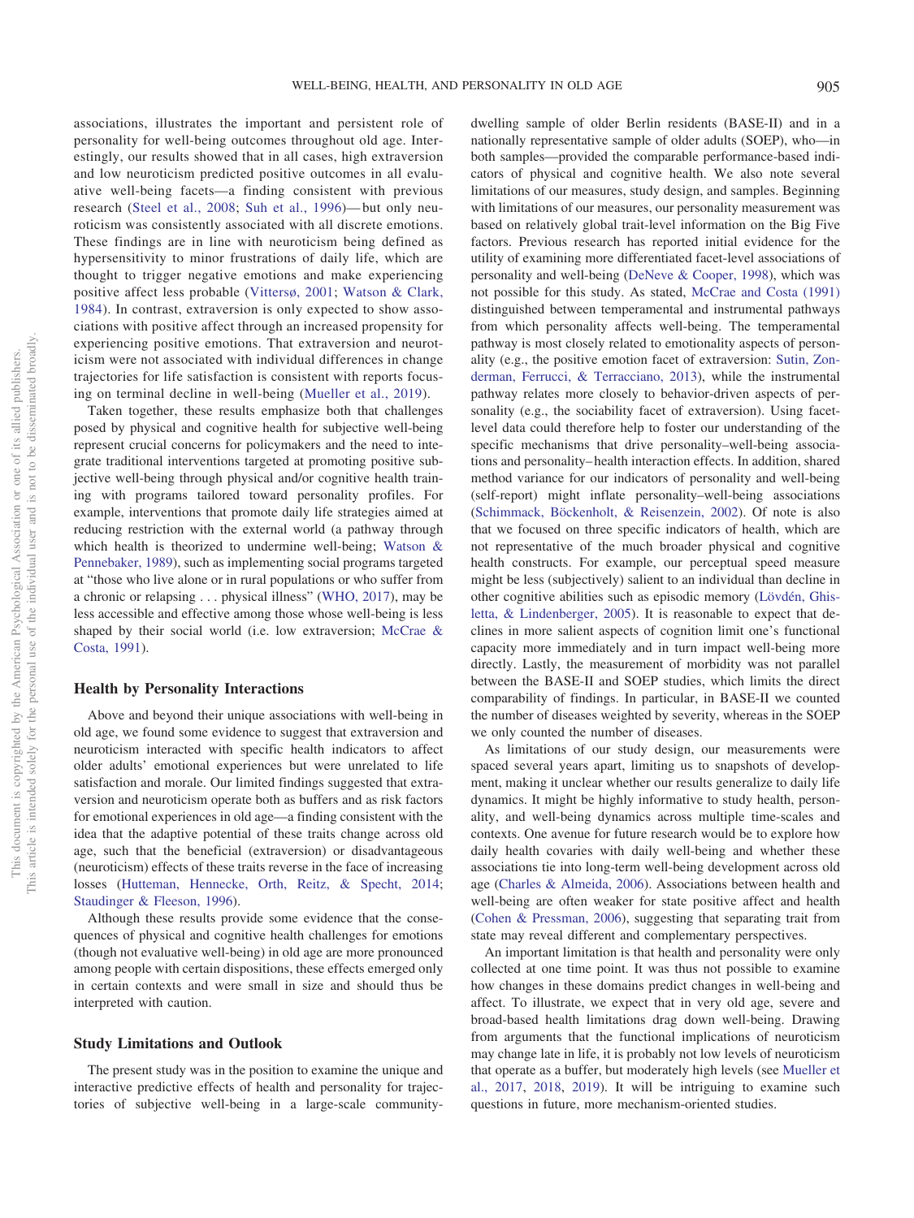associations, illustrates the important and persistent role of personality for well-being outcomes throughout old age. Interestingly, our results showed that in all cases, high extraversion and low neuroticism predicted positive outcomes in all evaluative well-being facets—a finding consistent with previous research (Steel et al., 2008; Suh et al., 1996)— but only neuroticism was consistently associated with all discrete emotions. These findings are in line with neuroticism being defined as hypersensitivity to minor frustrations of daily life, which are thought to trigger negative emotions and make experiencing positive affect less probable (Vittersø, 2001; Watson & Clark, 1984). In contrast, extraversion is only expected to show associations with positive affect through an increased propensity for experiencing positive emotions. That extraversion and neuroticism were not associated with individual differences in change trajectories for life satisfaction is consistent with reports focusing on terminal decline in well-being (Mueller et al., 2019).

Taken together, these results emphasize both that challenges posed by physical and cognitive health for subjective well-being represent crucial concerns for policymakers and the need to integrate traditional interventions targeted at promoting positive subjective well-being through physical and/or cognitive health training with programs tailored toward personality profiles. For example, interventions that promote daily life strategies aimed at reducing restriction with the external world (a pathway through which health is theorized to undermine well-being; Watson & Pennebaker, 1989), such as implementing social programs targeted at "those who live alone or in rural populations or who suffer from a chronic or relapsing . . . physical illness" (WHO, 2017), may be less accessible and effective among those whose well-being is less shaped by their social world (i.e. low extraversion; McCrae & Costa, 1991).

### Health by Personality Interactions

Above and beyond their unique associations with well-being in old age, we found some evidence to suggest that extraversion and neuroticism interacted with specific health indicators to affect older adults' emotional experiences but were unrelated to life satisfaction and morale. Our limited findings suggested that extraversion and neuroticism operate both as buffers and as risk factors for emotional experiences in old age—a finding consistent with the idea that the adaptive potential of these traits change across old age, such that the beneficial (extraversion) or disadvantageous (neuroticism) effects of these traits reverse in the face of increasing losses (Hutteman, Hennecke, Orth, Reitz, & Specht, 2014; Staudinger & Fleeson, 1996).

Although these results provide some evidence that the consequences of physical and cognitive health challenges for emotions (though not evaluative well-being) in old age are more pronounced among people with certain dispositions, these effects emerged only in certain contexts and were small in size and should thus be interpreted with caution.

### Study Limitations and Outlook

The present study was in the position to examine the unique and interactive predictive effects of health and personality for trajectories of subjective well-being in a large-scale community-dwelling sample of older Berlin residents (BASE-II) and in a nationally representative sample of older adults (SOEP), who—in both samples—provided the comparable performance-based indicators of physical and cognitive health. We also note several limitations of our measures, study design, and samples. Beginning with limitations of our measures, our personality measurement was based on relatively global trait-level information on the Big Five factors. Previous research has reported initial evidence for the utility of examining more differentiated facet-level associations of personality and well-being (DeNeve & Cooper, 1998), which was not possible for this study. As stated, McCrae and Costa (1991) distinguished between temperamental and instrumental pathways from which personality affects well-being. The temperamental pathway is most closely related to emotionality aspects of personality (e.g., the positive emotion facet of extraversion: Sutin, Zonderman, Ferrucci, & Terracciano, 2013), while the instrumental pathway relates more closely to behavior-driven aspects of personality (e.g., the sociability facet of extraversion). Using facet-level data could therefore help to foster our understanding of the specific mechanisms that drive personality–well-being associations and personality–health interaction effects. In addition, shared method variance for our indicators of personality and well-being (self-report) might inflate personality–well-being associations (Schimmack, Böckenholt, & Reisenzein, 2002). Of note is also that we focused on three specific indicators of health, which are not representative of the much broader physical and cognitive health constructs. For example, our perceptual speed measure might be less (subjectively) salient to an individual than decline in other cognitive abilities such as episodic memory (Lövdén, Ghisletta, & Lindenberger, 2005). It is reasonable to expect that declines in more salient aspects of cognition limit one's functional capacity more immediately and in turn impact well-being more directly. Lastly, the measurement of morbidity was not parallel between the BASE-II and SOEP studies, which limits the direct comparability of findings. In particular, in BASE-II we counted the number of diseases weighted by severity, whereas in the SOEP we only counted the number of diseases.

As limitations of our study design, our measurements were spaced several years apart, limiting us to snapshots of development, making it unclear whether our results generalize to daily life dynamics. It might be highly informative to study health, personality, and well-being dynamics across multiple time-scales and contexts. One avenue for future research would be to explore how daily health covaries with daily well-being and whether these associations tie into long-term well-being development across old age (Charles & Almeida, 2006). Associations between health and well-being are often weaker for state positive affect and health (Cohen & Pressman, 2006), suggesting that separating trait from state may reveal different and complementary perspectives.

An important limitation is that health and personality were only collected at one time point. It was thus not possible to examine how changes in these domains predict changes in well-being and affect. To illustrate, we expect that in very old age, severe and broad-based health limitations drag down well-being. Drawing from arguments that the functional implications of neuroticism may change late in life, it is probably not low levels of neuroticism that operate as a buffer, but moderately high levels (see Mueller et al., 2017, 2018, 2019). It will be intriguing to examine such questions in future, more mechanism-oriented studies.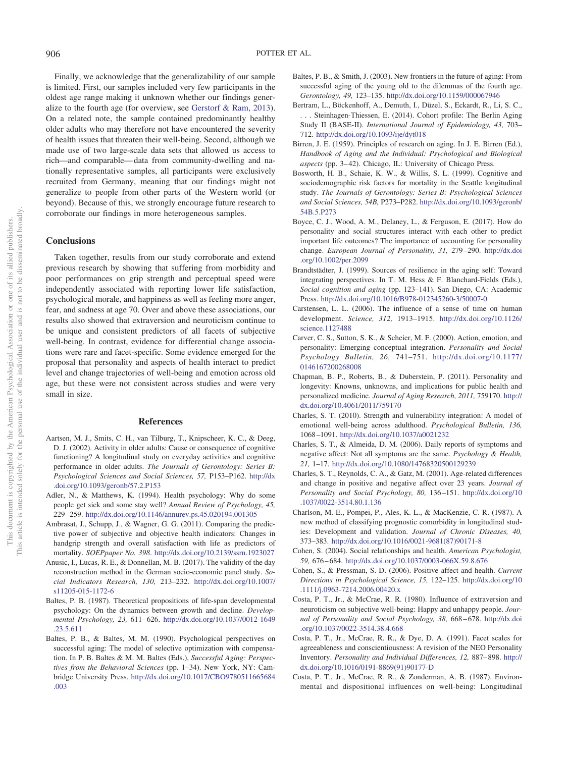Finally, we acknowledge that the generalizability of our sample is limited. First, our samples included very few participants in the oldest age range making it unknown whether our findings generalize to the fourth age (for overview, see Gerstorf & Ram, 2013). On a related note, the sample contained predominantly healthy older adults who may therefore not have encountered the severity of health issues that threaten their well-being. Second, although we made use of two large-scale data sets that allowed us access to rich—and comparable—data from community-dwelling and nationally representative samples, all participants were exclusively recruited from Germany, meaning that our findings might not generalize to people from other parts of the Western world (or beyond). Because of this, we strongly encourage future research to corroborate our findings in more heterogeneous samples.

## Conclusions

Taken together, results from our study corroborate and extend previous research by showing that suffering from morbidity and poor performances on grip strength and perceptual speed were independently associated with reporting lower life satisfaction, psychological morale, and happiness as well as feeling more anger, fear, and sadness at age 70. Over and above these associations, our results also showed that extraversion and neuroticism continue to be unique and consistent predictors of all facets of subjective well-being. In contrast, evidence for differential change associations were rare and facet-specific. Some evidence emerged for the proposal that personality and aspects of health interact to predict level and change trajectories of well-being and emotion across old age, but these were not consistent across studies and were very small in size.

## References

Aartsen, M. J., Smits, C. H., van Tilburg, T., Knipscheer, K. C., & Deeg, D. J. (2002). Activity in older adults: Cause or consequence of cognitive functioning? A longitudinal study on everyday activities and cognitive performance in older adults. *The Journals of Gerontology: Series B: Psychological Sciences and Social Sciences, 57,* P153–P162. http://dx.doi.org/10.1093/geronb/57.2.P153

Adler, N., & Matthews, K. (1994). Health psychology: Why do some people get sick and some stay well? *Annual Review of Psychology, 45,* 229–259. http://dx.doi.org/10.1146/annurev.ps.45.020194.001305

Ambrasat, J., Schupp, J., & Wagner, G. G. (2011). Comparing the predictive power of subjective and objective health indicators: Changes in handgrip strength and overall satisfaction with life as predictors of mortality. *SOEPpaper No. 398.* http://dx.doi.org/10.2139/ssrn.1923027

Anusic, I., Lucas, R. E., & Donnellan, M. B. (2017). The validity of the day reconstruction method in the German socio-economic panel study. *Social Indicators Research, 130,* 213–232. http://dx.doi.org/10.1007/s11205-015-1172-6

Baltes, P. B. (1987). Theoretical propositions of life-span developmental psychology: On the dynamics between growth and decline. *Developmental Psychology, 23,* 611–626. http://dx.doi.org/10.1037/0012-1649.23.5.611

Baltes, P. B., & Baltes, M. M. (1990). Psychological perspectives on successful aging: The model of selective optimization with compensation. In P. B. Baltes & M. M. Baltes (Eds.), *Successful Aging: Perspectives from the Behavioral Sciences* (pp. 1–34). New York, NY: Cambridge University Press. http://dx.doi.org/10.1017/CBO9780511665684.003

Baltes, P. B., & Smith, J. (2003). New frontiers in the future of aging: From successful aging of the young old to the dilemmas of the fourth age. *Gerontology, 49,* 123–135. http://dx.doi.org/10.1159/000067946

Bertram, L., Böckenhoff, A., Demuth, I., Düzel, S., Eckardt, R., Li, S. C., . . . Steinhagen-Thiessen, E. (2014). Cohort profile: The Berlin Aging Study II (BASE-II). *International Journal of Epidemiology, 43,* 703–712. http://dx.doi.org/10.1093/ije/dyt018

Birren, J. E. (1959). Principles of research on aging. In J. E. Birren (Ed.), *Handbook of Aging and the Individual: Psychological and Biological aspects* (pp. 3–42). Chicago, IL: University of Chicago Press.

Bosworth, H. B., Schaie, K. W., & Willis, S. L. (1999). Cognitive and sociodemographic risk factors for mortality in the Seattle longitudinal study. *The Journals of Gerontology: Series B: Psychological Sciences and Social Sciences, 54B,* P273–P282. http://dx.doi.org/10.1093/geronb/54B.5.P273

Boyce, C. J., Wood, A. M., Delaney, L., & Ferguson, E. (2017). How do personality and social structures interact with each other to predict important life outcomes? The importance of accounting for personality change. *European Journal of Personality, 31,* 279–290. http://dx.doi.org/10.1002/per.2099

Brandtstädter, J. (1999). Sources of resilience in the aging self: Toward integrating perspectives. In T. M. Hess & F. Blanchard-Fields (Eds.), *Social cognition and aging* (pp. 123–141). San Diego, CA: Academic Press. http://dx.doi.org/10.1016/B978-012345260-3/50007-0

Carstensen, L. L. (2006). The influence of a sense of time on human development. *Science, 312,* 1913–1915. http://dx.doi.org/10.1126/science.1127488

Carver, C. S., Sutton, S. K., & Scheier, M. F. (2000). Action, emotion, and personality: Emerging conceptual integration. *Personality and Social Psychology Bulletin, 26,* 741–751. http://dx.doi.org/10.1177/0146167200268008

Chapman, B. P., Roberts, B., & Duberstein, P. (2011). Personality and longevity: Knowns, unknowns, and implications for public health and personalized medicine. *Journal of Aging Research, 2011,* 759170. http://dx.doi.org/10.4061/2011/759170

Charles, S. T. (2010). Strength and vulnerability integration: A model of emotional well-being across adulthood. *Psychological Bulletin, 136,* 1068–1091. http://dx.doi.org/10.1037/a0021232

Charles, S. T., & Almeida, D. M. (2006). Daily reports of symptoms and negative affect: Not all symptoms are the same. *Psychology & Health, 21,* 1–17. http://dx.doi.org/10.1080/14768320500129239

Charles, S. T., Reynolds, C. A., & Gatz, M. (2001). Age-related differences and change in positive and negative affect over 23 years. *Journal of Personality and Social Psychology, 80,* 136–151. http://dx.doi.org/10.1037/0022-3514.80.1.136

Charlson, M. E., Pompei, P., Ales, K. L., & MacKenzie, C. R. (1987). A new method of classifying prognostic comorbidity in longitudinal studies: Development and validation. *Journal of Chronic Diseases, 40,* 373–383. http://dx.doi.org/10.1016/0021-9681(87)90171-8

Cohen, S. (2004). Social relationships and health. *American Psychologist, 59,* 676–684. http://dx.doi.org/10.1037/0003-066X.59.8.676

Cohen, S., & Pressman, S. D. (2006). Positive affect and health. *Current Directions in Psychological Science, 15,* 122–125. http://dx.doi.org/10.1111/j.0963-7214.2006.00420.x

Costa, P. T., Jr., & McCrae, R. R. (1980). Influence of extraversion and neuroticism on subjective well-being: Happy and unhappy people. *Journal of Personality and Social Psychology, 38,* 668–678. http://dx.doi.org/10.1037/0022-3514.38.4.668

Costa, P. T., Jr., McCrae, R. R., & Dye, D. A. (1991). Facet scales for agreeableness and conscientiousness: A revision of the NEO Personality Inventory. *Personality and Individual Differences, 12,* 887–898. http://dx.doi.org/10.1016/0191-8869(91)90177-D

Costa, P. T., Jr., McCrae, R. R., & Zonderman, A. B. (1987). Environmental and dispositional influences on well-being: Longitudinal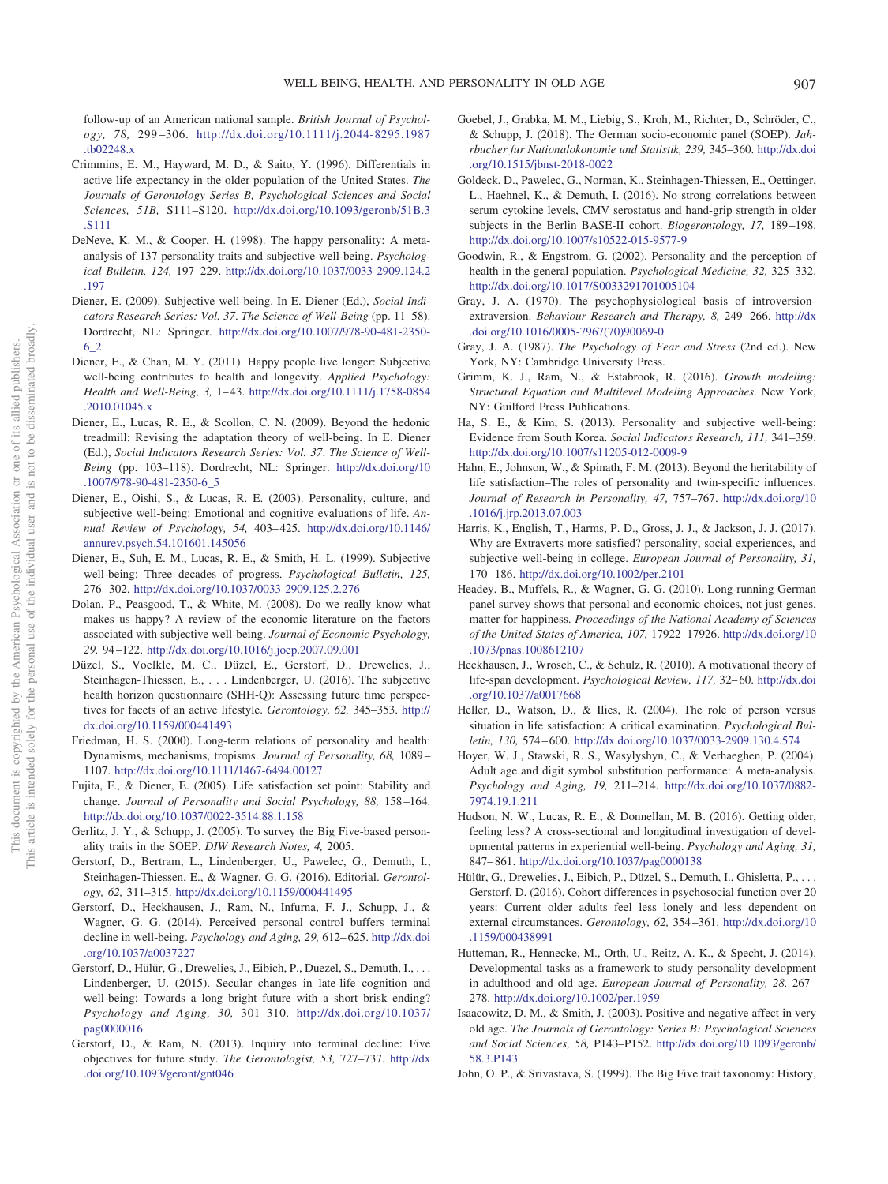follow-up of an American national sample. *British Journal of Psychology, 78,* 299–306. http://dx.doi.org/10.1111/j.2044-8295.1987.tb02248.x

Crimmins, E. M., Hayward, M. D., & Saito, Y. (1996). Differentials in active life expectancy in the older population of the United States. *The Journals of Gerontology Series B, Psychological Sciences and Social Sciences, 51B,* S111–S120. http://dx.doi.org/10.1093/geronb/51B.3.S111

DeNeve, K. M., & Cooper, H. (1998). The happy personality: A meta-analysis of 137 personality traits and subjective well-being. *Psychological Bulletin, 124,* 197–229. http://dx.doi.org/10.1037/0033-2909.124.2.197

Diener, E. (2009). Subjective well-being. In E. Diener (Ed.), *Social Indicators Research Series: Vol. 37*. *The Science of Well-Being* (pp. 11–58). Dordrecht, NL: Springer. http://dx.doi.org/10.1007/978-90-481-2350-6_2

Diener, E., & Chan, M. Y. (2011). Happy people live longer: Subjective well-being contributes to health and longevity. *Applied Psychology: Health and Well-Being, 3,* 1–43. http://dx.doi.org/10.1111/j.1758-0854.2010.01045.x

Diener, E., Lucas, R. E., & Scollon, C. N. (2009). Beyond the hedonic treadmill: Revising the adaptation theory of well-being. In E. Diener (Ed.), *Social Indicators Research Series: Vol. 37*. *The Science of Well-Being* (pp. 103–118). Dordrecht, NL: Springer. http://dx.doi.org/10.1007/978-90-481-2350-6_5

Diener, E., Oishi, S., & Lucas, R. E. (2003). Personality, culture, and subjective well-being: Emotional and cognitive evaluations of life. *Annual Review of Psychology, 54,* 403–425. http://dx.doi.org/10.1146/annurev.psych.54.101601.145056

Diener, E., Suh, E. M., Lucas, R. E., & Smith, H. L. (1999). Subjective well-being: Three decades of progress. *Psychological Bulletin, 125,* 276–302. http://dx.doi.org/10.1037/0033-2909.125.2.276

Dolan, P., Peasgood, T., & White, M. (2008). Do we really know what makes us happy? A review of the economic literature on the factors associated with subjective well-being. *Journal of Economic Psychology, 29,* 94–122. http://dx.doi.org/10.1016/j.joep.2007.09.001

Düzel, S., Voelkle, M. C., Düzel, E., Gerstorf, D., Drewelies, J., Steinhagen-Thiessen, E., . . . Lindenberger, U. (2016). The subjective health horizon questionnaire (SHH-Q): Assessing future time perspectives for facets of an active lifestyle. *Gerontology, 62,* 345–353. http://dx.doi.org/10.1159/000441493

Friedman, H. S. (2000). Long-term relations of personality and health: Dynamisms, mechanisms, tropisms. *Journal of Personality, 68,* 1089–1107. http://dx.doi.org/10.1111/1467-6494.00127

Fujita, F., & Diener, E. (2005). Life satisfaction set point: Stability and change. *Journal of Personality and Social Psychology, 88,* 158–164. http://dx.doi.org/10.1037/0022-3514.88.1.158

Gerlitz, J. Y., & Schupp, J. (2005). To survey the Big Five-based personality traits in the SOEP. *DIW Research Notes, 4,* 2005.

Gerstorf, D., Bertram, L., Lindenberger, U., Pawelec, G., Demuth, I., Steinhagen-Thiessen, E., & Wagner, G. G. (2016). Editorial. *Gerontology, 62,* 311–315. http://dx.doi.org/10.1159/000441495

Gerstorf, D., Heckhausen, J., Ram, N., Infurna, F. J., Schupp, J., & Wagner, G. G. (2014). Perceived personal control buffers terminal decline in well-being. *Psychology and Aging, 29,* 612–625. http://dx.doi.org/10.1037/a0037227

Gerstorf, D., Hülür, G., Drewelies, J., Eibich, P., Duezel, S., Demuth, I., . . . Lindenberger, U. (2015). Secular changes in late-life cognition and well-being: Towards a long bright future with a short brisk ending? *Psychology and Aging, 30,* 301–310. http://dx.doi.org/10.1037/pag0000016

Gerstorf, D., & Ram, N. (2013). Inquiry into terminal decline: Five objectives for future study. *The Gerontologist, 53,* 727–737. http://dx.doi.org/10.1093/geront/gnt046

Goebel, J., Grabka, M. M., Liebig, S., Kroh, M., Richter, D., Schröder, C., & Schupp, J. (2018). The German socio-economic panel (SOEP). *Jahrbucher fur Nationalokonomie und Statistik, 239,* 345–360. http://dx.doi.org/10.1515/jbnst-2018-0022

Goldeck, D., Pawelec, G., Norman, K., Steinhagen-Thiessen, E., Oettinger, L., Haehnel, K., & Demuth, I. (2016). No strong correlations between serum cytokine levels, CMV serostatus and hand-grip strength in older subjects in the Berlin BASE-II cohort. *Biogerontology, 17,* 189–198. http://dx.doi.org/10.1007/s10522-015-9577-9

Goodwin, R., & Engstrom, G. (2002). Personality and the perception of health in the general population. *Psychological Medicine, 32,* 325–332. http://dx.doi.org/10.1017/S0033291701005104

Gray, J. A. (1970). The psychophysiological basis of introversion-extraversion. *Behaviour Research and Therapy, 8,* 249–266. http://dx.doi.org/10.1016/0005-7967(70)90069-0

Gray, J. A. (1987). *The Psychology of Fear and Stress* (2nd ed.). New York, NY: Cambridge University Press.

Grimm, K. J., Ram, N., & Estabrook, R. (2016). *Growth modeling: Structural Equation and Multilevel Modeling Approaches*. New York, NY: Guilford Press Publications.

Ha, S. E., & Kim, S. (2013). Personality and subjective well-being: Evidence from South Korea. *Social Indicators Research, 111,* 341–359. http://dx.doi.org/10.1007/s11205-012-0009-9

Hahn, E., Johnson, W., & Spinath, F. M. (2013). Beyond the heritability of life satisfaction–The roles of personality and twin-specific influences. *Journal of Research in Personality, 47,* 757–767. http://dx.doi.org/10.1016/j.jrp.2013.07.003

Harris, K., English, T., Harms, P. D., Gross, J. J., & Jackson, J. J. (2017). Why are Extraverts more satisfied? personality, social experiences, and subjective well-being in college. *European Journal of Personality, 31,* 170–186. http://dx.doi.org/10.1002/per.2101

Headey, B., Muffels, R., & Wagner, G. G. (2010). Long-running German panel survey shows that personal and economic choices, not just genes, matter for happiness. *Proceedings of the National Academy of Sciences of the United States of America, 107,* 17922–17926. http://dx.doi.org/10.1073/pnas.1008612107

Heckhausen, J., Wrosch, C., & Schulz, R. (2010). A motivational theory of life-span development. *Psychological Review, 117,* 32–60. http://dx.doi.org/10.1037/a0017668

Heller, D., Watson, D., & Ilies, R. (2004). The role of person versus situation in life satisfaction: A critical examination. *Psychological Bulletin, 130,* 574–600. http://dx.doi.org/10.1037/0033-2909.130.4.574

Hoyer, W. J., Stawski, R. S., Wasylyshyn, C., & Verhaeghen, P. (2004). Adult age and digit symbol substitution performance: A meta-analysis. *Psychology and Aging, 19,* 211–214. http://dx.doi.org/10.1037/0882-7974.19.1.211

Hudson, N. W., Lucas, R. E., & Donnellan, M. B. (2016). Getting older, feeling less? A cross-sectional and longitudinal investigation of developmental patterns in experiential well-being. *Psychology and Aging, 31,* 847–861. http://dx.doi.org/10.1037/pag0000138

Hülür, G., Drewelies, J., Eibich, P., Düzel, S., Demuth, I., Ghisletta, P., . . . Gerstorf, D. (2016). Cohort differences in psychosocial function over 20 years: Current older adults feel less lonely and less dependent on external circumstances. *Gerontology, 62,* 354–361. http://dx.doi.org/10.1159/000438991

Hutteman, R., Hennecke, M., Orth, U., Reitz, A. K., & Specht, J. (2014). Developmental tasks as a framework to study personality development in adulthood and old age. *European Journal of Personality, 28,* 267–278. http://dx.doi.org/10.1002/per.1959

Isaacowitz, D. M., & Smith, J. (2003). Positive and negative affect in very old age. *The Journals of Gerontology: Series B: Psychological Sciences and Social Sciences, 58,* P143–P152. http://dx.doi.org/10.1093/geronb/58.3.P143

John, O. P., & Srivastava, S. (1999). The Big Five trait taxonomy: History,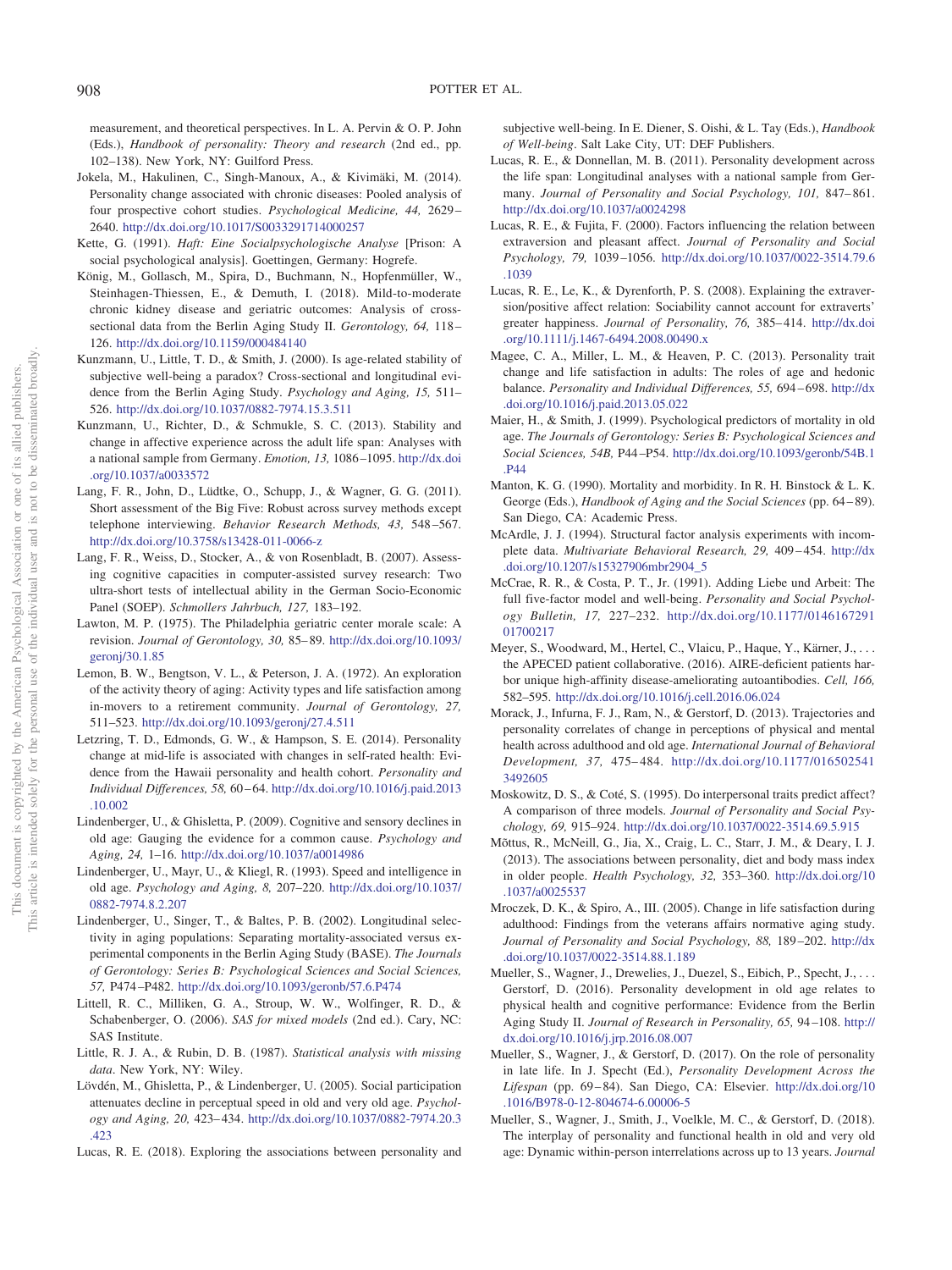measurement, and theoretical perspectives. In L. A. Pervin & O. P. John (Eds.), *Handbook of personality: Theory and research* (2nd ed., pp. 102–138). New York, NY: Guilford Press.

Jokela, M., Hakulinen, C., Singh-Manoux, A., & Kivimäki, M. (2014). Personality change associated with chronic diseases: Pooled analysis of four prospective cohort studies. *Psychological Medicine, 44,* 2629–2640. http://dx.doi.org/10.1017/S0033291714000257

Kette, G. (1991). *Haft: Eine Socialpsychologische Analyse* [Prison: A social psychological analysis]. Goettingen, Germany: Hogrefe.

König, M., Gollasch, M., Spira, D., Buchmann, N., Hopfenmüller, W., Steinhagen-Thiessen, E., & Demuth, I. (2018). Mild-to-moderate chronic kidney disease and geriatric outcomes: Analysis of cross-sectional data from the Berlin Aging Study II. *Gerontology, 64,* 118–126. http://dx.doi.org/10.1159/000484140

Kunzmann, U., Little, T. D., & Smith, J. (2000). Is age-related stability of subjective well-being a paradox? Cross-sectional and longitudinal evidence from the Berlin Aging Study. *Psychology and Aging, 15,* 511–526. http://dx.doi.org/10.1037/0882-7974.15.3.511

Kunzmann, U., Richter, D., & Schmukle, S. C. (2013). Stability and change in affective experience across the adult life span: Analyses with a national sample from Germany. *Emotion, 13,* 1086–1095. http://dx.doi.org/10.1037/a0033572

Lang, F. R., John, D., Lüdtke, O., Schupp, J., & Wagner, G. G. (2011). Short assessment of the Big Five: Robust across survey methods except telephone interviewing. *Behavior Research Methods, 43,* 548–567. http://dx.doi.org/10.3758/s13428-011-0066-z

Lang, F. R., Weiss, D., Stocker, A., & von Rosenbladt, B. (2007). Assessing cognitive capacities in computer-assisted survey research: Two ultra-short tests of intellectual ability in the German Socio-Economic Panel (SOEP). *Schmollers Jahrbuch, 127,* 183–192.

Lawton, M. P. (1975). The Philadelphia geriatric center morale scale: A revision. *Journal of Gerontology, 30,* 85–89. http://dx.doi.org/10.1093/geronj/30.1.85

Lemon, B. W., Bengtson, V. L., & Peterson, J. A. (1972). An exploration of the activity theory of aging: Activity types and life satisfaction among in-movers to a retirement community. *Journal of Gerontology, 27,* 511–523. http://dx.doi.org/10.1093/geronj/27.4.511

Letzring, T. D., Edmonds, G. W., & Hampson, S. E. (2014). Personality change at mid-life is associated with changes in self-rated health: Evidence from the Hawaii personality and health cohort. *Personality and Individual Differences, 58,* 60–64. http://dx.doi.org/10.1016/j.paid.2013.10.002

Lindenberger, U., & Ghisletta, P. (2009). Cognitive and sensory declines in old age: Gauging the evidence for a common cause. *Psychology and Aging, 24,* 1–16. http://dx.doi.org/10.1037/a0014986

Lindenberger, U., Mayr, U., & Kliegl, R. (1993). Speed and intelligence in old age. *Psychology and Aging, 8,* 207–220. http://dx.doi.org/10.1037/0882-7974.8.2.207

Lindenberger, U., Singer, T., & Baltes, P. B. (2002). Longitudinal selectivity in aging populations: Separating mortality-associated versus experimental components in the Berlin Aging Study (BASE). *The Journals of Gerontology: Series B: Psychological Sciences and Social Sciences, 57,* P474–P482. http://dx.doi.org/10.1093/geronb/57.6.P474

Littell, R. C., Milliken, G. A., Stroup, W. W., Wolfinger, R. D., & Schabenberger, O. (2006). *SAS for mixed models* (2nd ed.). Cary, NC: SAS Institute.

Little, R. J. A., & Rubin, D. B. (1987). *Statistical analysis with missing data*. New York, NY: Wiley.

Lövdén, M., Ghisletta, P., & Lindenberger, U. (2005). Social participation attenuates decline in perceptual speed in old and very old age. *Psychology and Aging, 20,* 423–434. http://dx.doi.org/10.1037/0882-7974.20.3.423

Lucas, R. E. (2018). Exploring the associations between personality and subjective well-being. In E. Diener, S. Oishi, & L. Tay (Eds.), *Handbook of Well-being*. Salt Lake City, UT: DEF Publishers.

Lucas, R. E., & Donnellan, M. B. (2011). Personality development across the life span: Longitudinal analyses with a national sample from Germany. *Journal of Personality and Social Psychology, 101,* 847–861. http://dx.doi.org/10.1037/a0024298

Lucas, R. E., & Fujita, F. (2000). Factors influencing the relation between extraversion and pleasant affect. *Journal of Personality and Social Psychology, 79,* 1039–1056. http://dx.doi.org/10.1037/0022-3514.79.6.1039

Lucas, R. E., Le, K., & Dyrenforth, P. S. (2008). Explaining the extraversion/positive affect relation: Sociability cannot account for extraverts' greater happiness. *Journal of Personality, 76,* 385–414. http://dx.doi.org/10.1111/j.1467-6494.2008.00490.x

Magee, C. A., Miller, L. M., & Heaven, P. C. (2013). Personality trait change and life satisfaction in adults: The roles of age and hedonic balance. *Personality and Individual Differences, 55,* 694–698. http://dx.doi.org/10.1016/j.paid.2013.05.022

Maier, H., & Smith, J. (1999). Psychological predictors of mortality in old age. *The Journals of Gerontology: Series B: Psychological Sciences and Social Sciences, 54B,* P44–P54. http://dx.doi.org/10.1093/geronb/54B.1.P44

Manton, K. G. (1990). Mortality and morbidity. In R. H. Binstock & L. K. George (Eds.), *Handbook of Aging and the Social Sciences* (pp. 64–89). San Diego, CA: Academic Press.

McArdle, J. J. (1994). Structural factor analysis experiments with incomplete data. *Multivariate Behavioral Research, 29,* 409–454. http://dx.doi.org/10.1207/s15327906mbr2904_5

McCrae, R. R., & Costa, P. T., Jr. (1991). Adding Liebe und Arbeit: The full five-factor model and well-being. *Personality and Social Psychology Bulletin, 17,* 227–232. http://dx.doi.org/10.1177/014616729101700217

Meyer, S., Woodward, M., Hertel, C., Vlaicu, P., Haque, Y., Kärner, J., . . . the APECED patient collaborative. (2016). AIRE-deficient patients harbor unique high-affinity disease-ameliorating autoantibodies. *Cell, 166,* 582–595. http://dx.doi.org/10.1016/j.cell.2016.06.024

Morack, J., Infurna, F. J., Ram, N., & Gerstorf, D. (2013). Trajectories and personality correlates of change in perceptions of physical and mental health across adulthood and old age. *International Journal of Behavioral Development, 37,* 475–484. http://dx.doi.org/10.1177/0165025413492605

Moskowitz, D. S., & Coté, S. (1995). Do interpersonal traits predict affect? A comparison of three models. *Journal of Personality and Social Psychology, 69,* 915–924. http://dx.doi.org/10.1037/0022-3514.69.5.915

Mõttus, R., McNeill, G., Jia, X., Craig, L. C., Starr, J. M., & Deary, I. J. (2013). The associations between personality, diet and body mass index in older people. *Health Psychology, 32,* 353–360. http://dx.doi.org/10.1037/a0025537

Mroczek, D. K., & Spiro, A., III. (2005). Change in life satisfaction during adulthood: Findings from the veterans affairs normative aging study. *Journal of Personality and Social Psychology, 88,* 189–202. http://dx.doi.org/10.1037/0022-3514.88.1.189

Mueller, S., Wagner, J., Drewelies, J., Duezel, S., Eibich, P., Specht, J., . . . Gerstorf, D. (2016). Personality development in old age relates to physical health and cognitive performance: Evidence from the Berlin Aging Study II. *Journal of Research in Personality, 65,* 94–108. http://dx.doi.org/10.1016/j.jrp.2016.08.007

Mueller, S., Wagner, J., & Gerstorf, D. (2017). On the role of personality in late life. In J. Specht (Ed.), *Personality Development Across the Lifespan* (pp. 69–84). San Diego, CA: Elsevier. http://dx.doi.org/10.1016/B978-0-12-804674-6.00006-5

Mueller, S., Wagner, J., Smith, J., Voelkle, M. C., & Gerstorf, D. (2018). The interplay of personality and functional health in old and very old age: Dynamic within-person interrelations across up to 13 years. *Journal*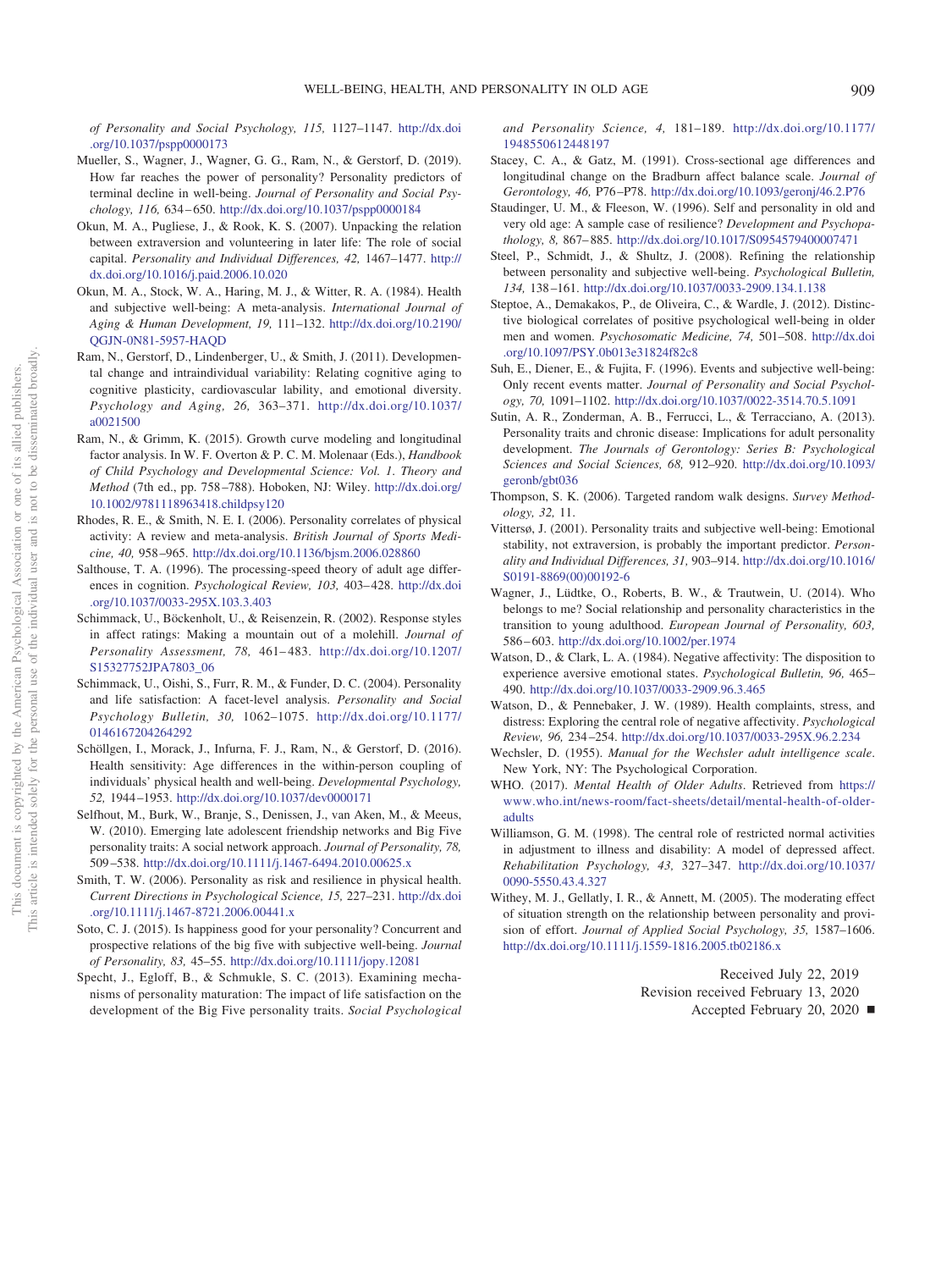of Personality and Social Psychology, 115, 1127–1147. http://dx.doi.org/10.1037/pspp0000173

Mueller, S., Wagner, J., Wagner, G. G., Ram, N., & Gerstorf, D. (2019). How far reaches the power of personality? Personality predictors of terminal decline in well-being. *Journal of Personality and Social Psychology, 116,* 634–650. http://dx.doi.org/10.1037/pspp0000184

Okun, M. A., Pugliese, J., & Rook, K. S. (2007). Unpacking the relation between extraversion and volunteering in later life: The role of social capital. *Personality and Individual Differences, 42,* 1467–1477. http://dx.doi.org/10.1016/j.paid.2006.10.020

Okun, M. A., Stock, W. A., Haring, M. J., & Witter, R. A. (1984). Health and subjective well-being: A meta-analysis. *International Journal of Aging & Human Development, 19,* 111–132. http://dx.doi.org/10.2190/QGJN-0N81-5957-HAQD

Ram, N., Gerstorf, D., Lindenberger, U., & Smith, J. (2011). Developmental change and intraindividual variability: Relating cognitive aging to cognitive plasticity, cardiovascular lability, and emotional diversity. *Psychology and Aging, 26,* 363–371. http://dx.doi.org/10.1037/a0021500

Ram, N., & Grimm, K. (2015). Growth curve modeling and longitudinal factor analysis. In W. F. Overton & P. C. M. Molenaar (Eds.), *Handbook of Child Psychology and Developmental Science: Vol. 1. Theory and Method* (7th ed., pp. 758–788). Hoboken, NJ: Wiley. http://dx.doi.org/10.1002/9781118963418.childpsy120

Rhodes, R. E., & Smith, N. E. I. (2006). Personality correlates of physical activity: A review and meta-analysis. *British Journal of Sports Medicine, 40,* 958–965. http://dx.doi.org/10.1136/bjsm.2006.028860

Salthouse, T. A. (1996). The processing-speed theory of adult age differences in cognition. *Psychological Review, 103,* 403–428. http://dx.doi.org/10.1037/0033-295X.103.3.403

Schimmack, U., Böckenholt, U., & Reisenzein, R. (2002). Response styles in affect ratings: Making a mountain out of a molehill. *Journal of Personality Assessment, 78,* 461–483. http://dx.doi.org/10.1207/S15327752JPA7803_06

Schimmack, U., Oishi, S., Furr, R. M., & Funder, D. C. (2004). Personality and life satisfaction: A facet-level analysis. *Personality and Social Psychology Bulletin, 30,* 1062–1075. http://dx.doi.org/10.1177/0146167204264292

Schöllgen, I., Morack, J., Infurna, F. J., Ram, N., & Gerstorf, D. (2016). Health sensitivity: Age differences in the within-person coupling of individuals' physical health and well-being. *Developmental Psychology, 52,* 1944–1953. http://dx.doi.org/10.1037/dev0000171

Selfhout, M., Burk, W., Branje, S., Denissen, J., van Aken, M., & Meeus, W. (2010). Emerging late adolescent friendship networks and Big Five personality traits: A social network approach. *Journal of Personality, 78,* 509–538. http://dx.doi.org/10.1111/j.1467-6494.2010.00625.x

Smith, T. W. (2006). Personality as risk and resilience in physical health. *Current Directions in Psychological Science, 15,* 227–231. http://dx.doi.org/10.1111/j.1467-8721.2006.00441.x

Soto, C. J. (2015). Is happiness good for your personality? Concurrent and prospective relations of the big five with subjective well-being. *Journal of Personality, 83,* 45–55. http://dx.doi.org/10.1111/jopy.12081

Specht, J., Egloff, B., & Schmukle, S. C. (2013). Examining mechanisms of personality maturation: The impact of life satisfaction on the development of the Big Five personality traits. *Social Psychological and Personality Science, 4,* 181–189. http://dx.doi.org/10.1177/1948550612448197

Stacey, C. A., & Gatz, M. (1991). Cross-sectional age differences and longitudinal change on the Bradburn affect balance scale. *Journal of Gerontology, 46,* P76–P78. http://dx.doi.org/10.1093/geronj/46.2.P76

Staudinger, U. M., & Fleeson, W. (1996). Self and personality in old and very old age: A sample case of resilience? *Development and Psychopathology, 8,* 867–885. http://dx.doi.org/10.1017/S0954579400007471

Steel, P., Schmidt, J., & Shultz, J. (2008). Refining the relationship between personality and subjective well-being. *Psychological Bulletin, 134,* 138–161. http://dx.doi.org/10.1037/0033-2909.134.1.138

Steptoe, A., Demakakos, P., de Oliveira, C., & Wardle, J. (2012). Distinctive biological correlates of positive psychological well-being in older men and women. *Psychosomatic Medicine, 74,* 501–508. http://dx.doi.org/10.1097/PSY.0b013e31824f82c8

Suh, E., Diener, E., & Fujita, F. (1996). Events and subjective well-being: Only recent events matter. *Journal of Personality and Social Psychology, 70,* 1091–1102. http://dx.doi.org/10.1037/0022-3514.70.5.1091

Sutin, A. R., Zonderman, A. B., Ferrucci, L., & Terracciano, A. (2013). Personality traits and chronic disease: Implications for adult personality development. *The Journals of Gerontology: Series B: Psychological Sciences and Social Sciences, 68,* 912–920. http://dx.doi.org/10.1093/geronb/gbt036

Thompson, S. K. (2006). Targeted random walk designs. *Survey Methodology, 32,* 11.

Vittersø, J. (2001). Personality traits and subjective well-being: Emotional stability, not extraversion, is probably the important predictor. *Personality and Individual Differences, 31,* 903–914. http://dx.doi.org/10.1016/S0191-8869(00)00192-6

Wagner, J., Lüdtke, O., Roberts, B. W., & Trautwein, U. (2014). Who belongs to me? Social relationship and personality characteristics in the transition to young adulthood. *European Journal of Personality, 603,* 586–603. http://dx.doi.org/10.1002/per.1974

Watson, D., & Clark, L. A. (1984). Negative affectivity: The disposition to experience aversive emotional states. *Psychological Bulletin, 96,* 465–490. http://dx.doi.org/10.1037/0033-2909.96.3.465

Watson, D., & Pennebaker, J. W. (1989). Health complaints, stress, and distress: Exploring the central role of negative affectivity. *Psychological Review, 96,* 234–254. http://dx.doi.org/10.1037/0033-295X.96.2.234

Wechsler, D. (1955). *Manual for the Wechsler adult intelligence scale*. New York, NY: The Psychological Corporation.

WHO. (2017). *Mental Health of Older Adults*. Retrieved from https://www.who.int/news-room/fact-sheets/detail/mental-health-of-older-adults

Williamson, G. M. (1998). The central role of restricted normal activities in adjustment to illness and disability: A model of depressed affect. *Rehabilitation Psychology, 43,* 327–347. http://dx.doi.org/10.1037/0090-5550.43.4.327

Withey, M. J., Gellatly, I. R., & Annett, M. (2005). The moderating effect of situation strength on the relationship between personality and provision of effort. *Journal of Applied Social Psychology, 35,* 1587–1606. http://dx.doi.org/10.1111/j.1559-1816.2005.tb02186.x

Received July 22, 2019
Revision received February 13, 2020
Accepted February 20, 2020 ■